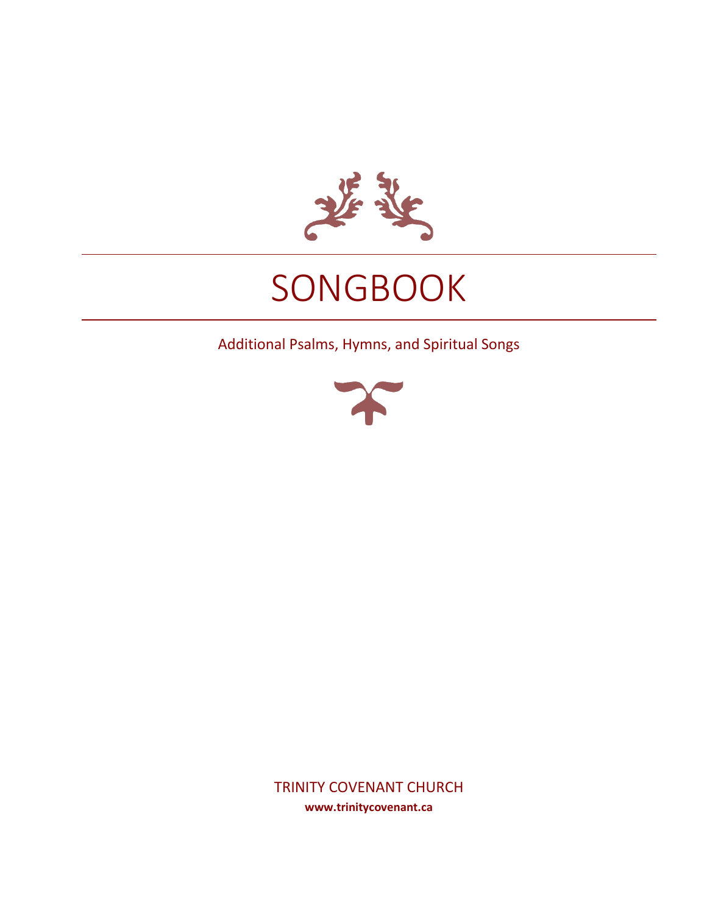# SONGBOOK

Additional Psalms, Hymns, and Spiritual Songs

TRINITY COVENANT CHURCH

**www.trinitycovenant.ca**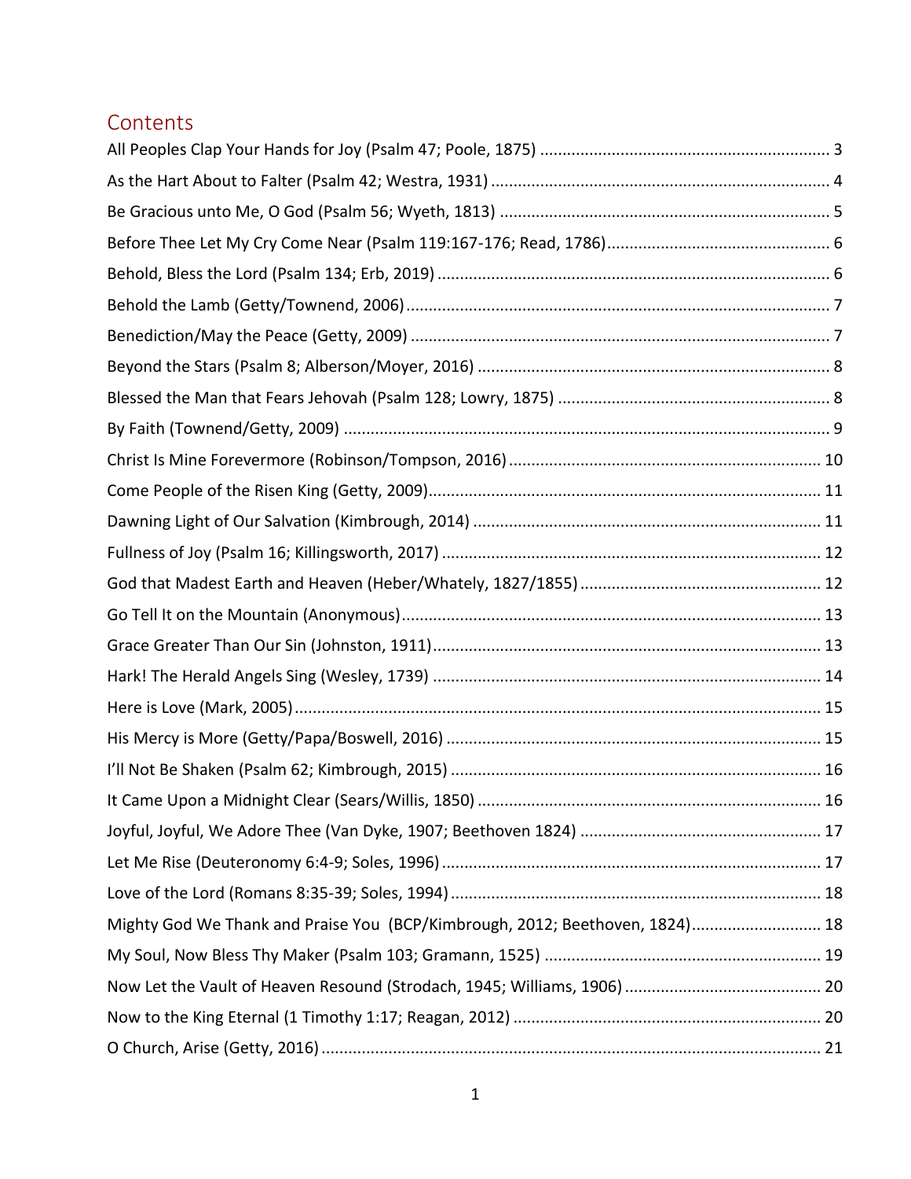# Contents

All Peoples Clap Your Hands for Joy (Psalm 47; Poole, 1875) ............ 3
As the Hart About to Falter (Psalm 42; Westra, 1931) ............ 4
Be Gracious unto Me, O God (Psalm 56; Wyeth, 1813) ............ 5
Before Thee Let My Cry Come Near (Psalm 119:167-176; Read, 1786) ............ 6
Behold, Bless the Lord (Psalm 134; Erb, 2019) ............ 6
Behold the Lamb (Getty/Townend, 2006) ............ 7
Benediction/May the Peace (Getty, 2009) ............ 7
Beyond the Stars (Psalm 8; Alberson/Moyer, 2016) ............ 8
Blessed the Man that Fears Jehovah (Psalm 128; Lowry, 1875) ............ 8
By Faith (Townend/Getty, 2009) ............ 9
Christ Is Mine Forevermore (Robinson/Tompson, 2016) ............ 10
Come People of the Risen King (Getty, 2009) ............ 11
Dawning Light of Our Salvation (Kimbrough, 2014) ............ 11
Fullness of Joy (Psalm 16; Killingsworth, 2017) ............ 12
God that Madest Earth and Heaven (Heber/Whately, 1827/1855) ............ 12
Go Tell It on the Mountain (Anonymous) ............ 13
Grace Greater Than Our Sin (Johnston, 1911) ............ 13
Hark! The Herald Angels Sing (Wesley, 1739) ............ 14
Here is Love (Mark, 2005) ............ 15
His Mercy is More (Getty/Papa/Boswell, 2016) ............ 15
I'll Not Be Shaken (Psalm 62; Kimbrough, 2015) ............ 16
It Came Upon a Midnight Clear (Sears/Willis, 1850) ............ 16
Joyful, Joyful, We Adore Thee (Van Dyke, 1907; Beethoven 1824) ............ 17
Let Me Rise (Deuteronomy 6:4-9; Soles, 1996) ............ 17
Love of the Lord (Romans 8:35-39; Soles, 1994) ............ 18
Mighty God We Thank and Praise You (BCP/Kimbrough, 2012; Beethoven, 1824) ............ 18
My Soul, Now Bless Thy Maker (Psalm 103; Gramann, 1525) ............ 19
Now Let the Vault of Heaven Resound (Strodach, 1945; Williams, 1906) ............ 20
Now to the King Eternal (1 Timothy 1:17; Reagan, 2012) ............ 20
O Church, Arise (Getty, 2016) ............ 21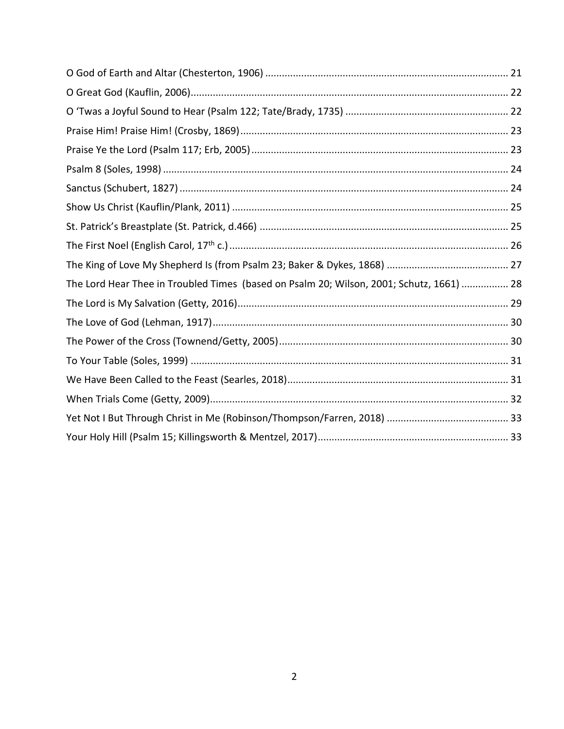O God of Earth and Altar (Chesterton, 1906) ........................................................................................ 21

O Great God (Kauflin, 2006) .................................................................................................................. 22

O 'Twas a Joyful Sound to Hear (Psalm 122; Tate/Brady, 1735) ........................................................... 22

Praise Him! Praise Him! (Crosby, 1869) ................................................................................................. 23

Praise Ye the Lord (Psalm 117; Erb, 2005) ............................................................................................. 23

Psalm 8 (Soles, 1998) ............................................................................................................................. 24

Sanctus (Schubert, 1827) ....................................................................................................................... 24

Show Us Christ (Kauflin/Plank, 2011) .................................................................................................... 25

St. Patrick's Breastplate (St. Patrick, d.466) .......................................................................................... 25

The First Noel (English Carol, 17th c.) .................................................................................................... 26

The King of Love My Shepherd Is (from Psalm 23; Baker & Dykes, 1868) ............................................ 27

The Lord Hear Thee in Troubled Times (based on Psalm 20; Wilson, 2001; Schutz, 1661) ................. 28

The Lord is My Salvation (Getty, 2016) .................................................................................................. 29

The Love of God (Lehman, 1917) ........................................................................................................... 30

The Power of the Cross (Townend/Getty, 2005) .................................................................................... 30

To Your Table (Soles, 1999) .................................................................................................................... 31

We Have Been Called to the Feast (Searles, 2018) ................................................................................ 31

When Trials Come (Getty, 2009) ............................................................................................................ 32

Yet Not I But Through Christ in Me (Robinson/Thompson/Farren, 2018) ............................................ 33

Your Holy Hill (Psalm 15; Killingsworth & Mentzel, 2017) ..................................................................... 33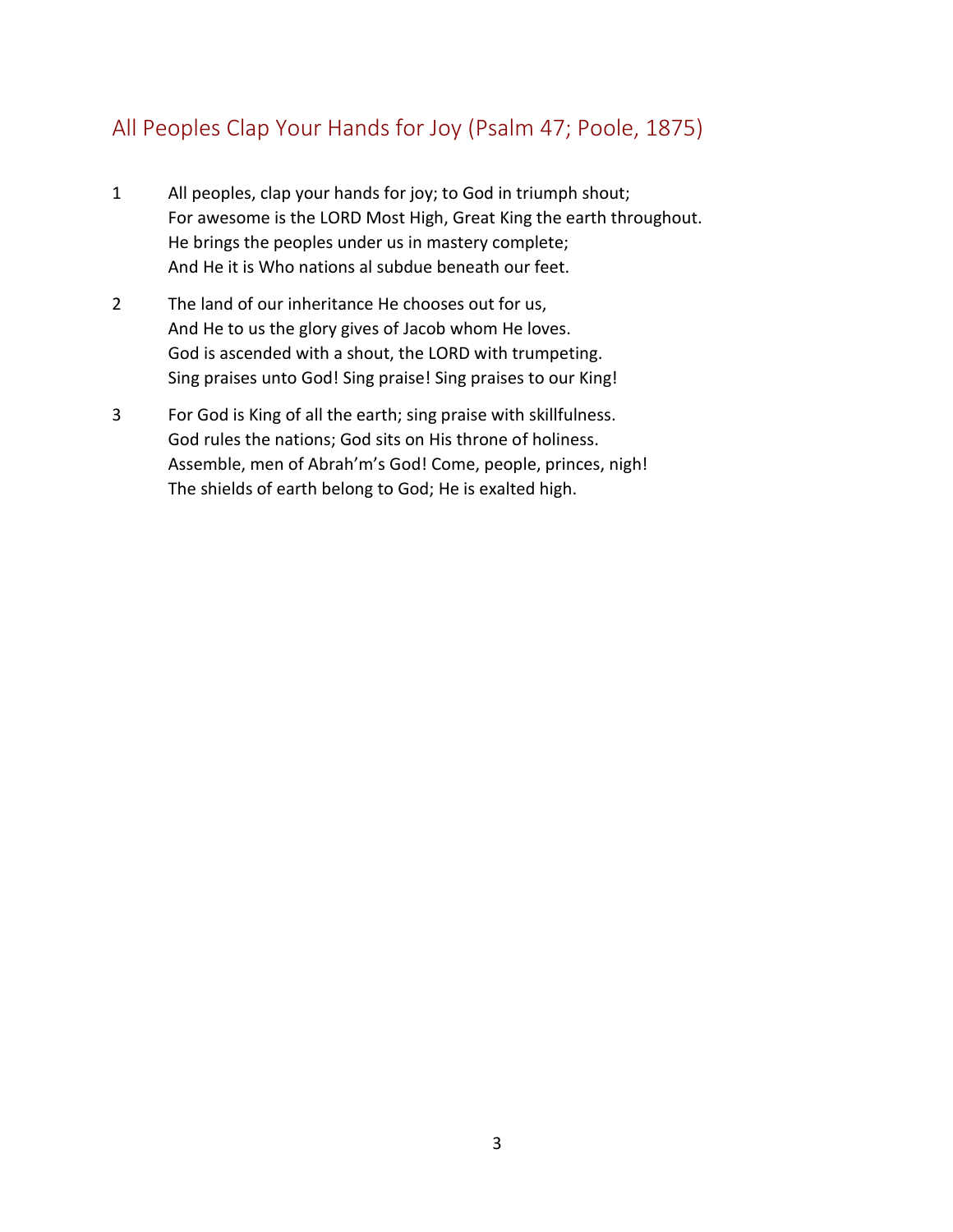## All Peoples Clap Your Hands for Joy (Psalm 47; Poole, 1875)

1 All peoples, clap your hands for joy; to God in triumph shout;
For awesome is the LORD Most High, Great King the earth throughout.
He brings the peoples under us in mastery complete;
And He it is Who nations al subdue beneath our feet.

2 The land of our inheritance He chooses out for us,
And He to us the glory gives of Jacob whom He loves.
God is ascended with a shout, the LORD with trumpeting.
Sing praises unto God! Sing praise! Sing praises to our King!

3 For God is King of all the earth; sing praise with skillfulness.
God rules the nations; God sits on His throne of holiness.
Assemble, men of Abrah'm's God! Come, people, princes, nigh!
The shields of earth belong to God; He is exalted high.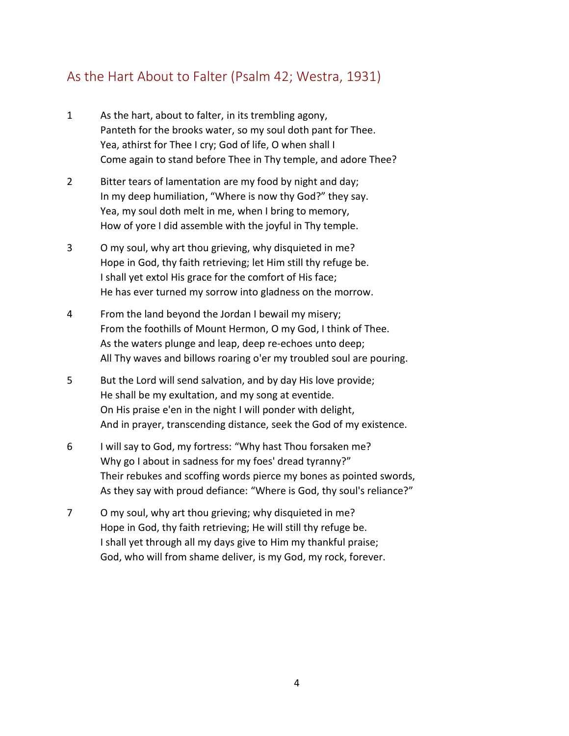## As the Hart About to Falter (Psalm 42; Westra, 1931)

1 As the hart, about to falter, in its trembling agony,
Panteth for the brooks water, so my soul doth pant for Thee.
Yea, athirst for Thee I cry; God of life, O when shall I
Come again to stand before Thee in Thy temple, and adore Thee?

2 Bitter tears of lamentation are my food by night and day;
In my deep humiliation, "Where is now thy God?" they say.
Yea, my soul doth melt in me, when I bring to memory,
How of yore I did assemble with the joyful in Thy temple.

3 O my soul, why art thou grieving, why disquieted in me?
Hope in God, thy faith retrieving; let Him still thy refuge be.
I shall yet extol His grace for the comfort of His face;
He has ever turned my sorrow into gladness on the morrow.

4 From the land beyond the Jordan I bewail my misery;
From the foothills of Mount Hermon, O my God, I think of Thee.
As the waters plunge and leap, deep re-echoes unto deep;
All Thy waves and billows roaring o'er my troubled soul are pouring.

5 But the Lord will send salvation, and by day His love provide;
He shall be my exultation, and my song at eventide.
On His praise e'en in the night I will ponder with delight,
And in prayer, transcending distance, seek the God of my existence.

6 I will say to God, my fortress: "Why hast Thou forsaken me?
Why go I about in sadness for my foes' dread tyranny?"
Their rebukes and scoffing words pierce my bones as pointed swords,
As they say with proud defiance: "Where is God, thy soul's reliance?"

7 O my soul, why art thou grieving; why disquieted in me?
Hope in God, thy faith retrieving; He will still thy refuge be.
I shall yet through all my days give to Him my thankful praise;
God, who will from shame deliver, is my God, my rock, forever.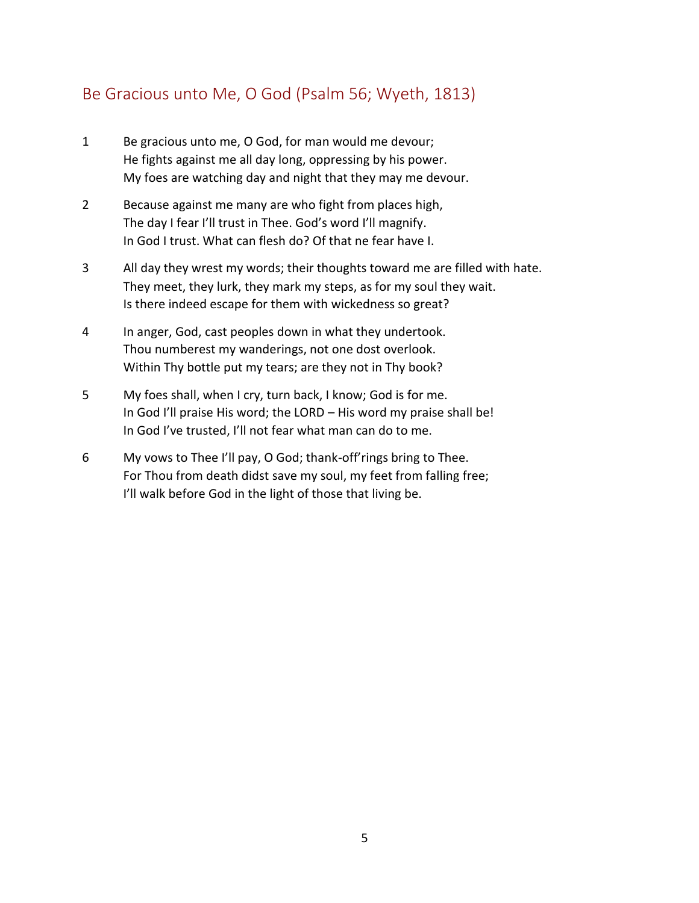## Be Gracious unto Me, O God (Psalm 56; Wyeth, 1813)

1 Be gracious unto me, O God, for man would me devour;
He fights against me all day long, oppressing by his power.
My foes are watching day and night that they may me devour.

2 Because against me many are who fight from places high,
The day I fear I'll trust in Thee. God's word I'll magnify.
In God I trust. What can flesh do? Of that ne fear have I.

3 All day they wrest my words; their thoughts toward me are filled with hate.
They meet, they lurk, they mark my steps, as for my soul they wait.
Is there indeed escape for them with wickedness so great?

4 In anger, God, cast peoples down in what they undertook.
Thou numberest my wanderings, not one dost overlook.
Within Thy bottle put my tears; are they not in Thy book?

5 My foes shall, when I cry, turn back, I know; God is for me.
In God I'll praise His word; the LORD – His word my praise shall be!
In God I've trusted, I'll not fear what man can do to me.

6 My vows to Thee I'll pay, O God; thank-off'rings bring to Thee.
For Thou from death didst save my soul, my feet from falling free;
I'll walk before God in the light of those that living be.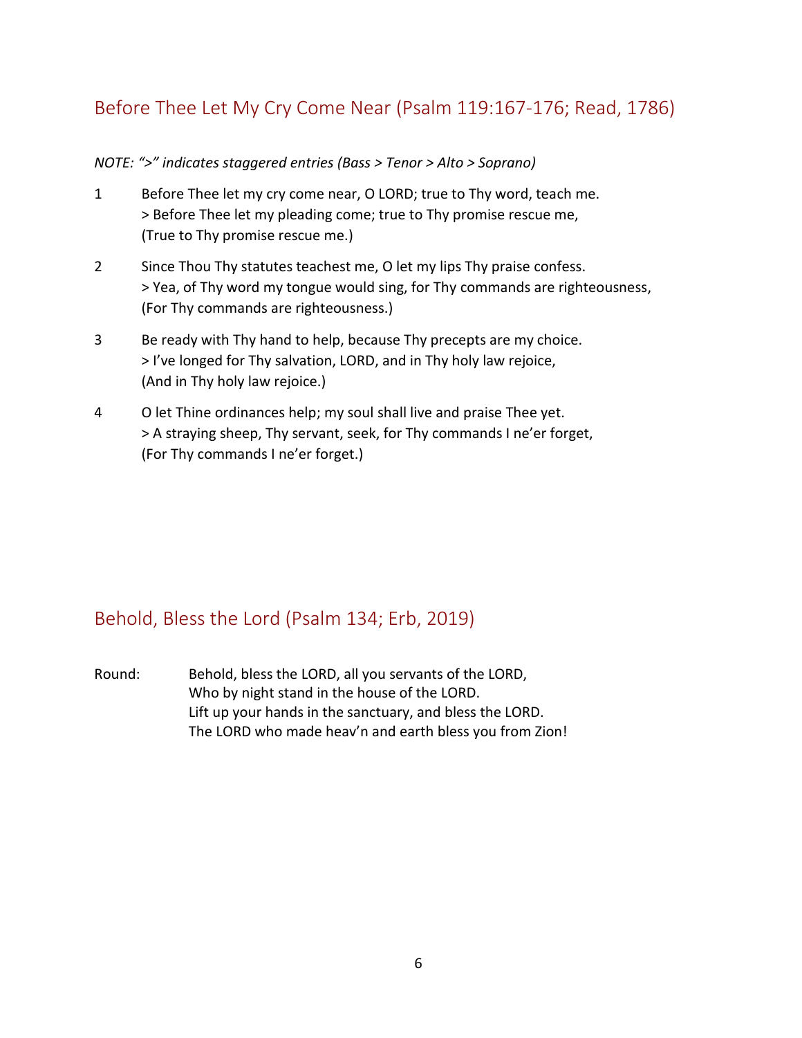## Before Thee Let My Cry Come Near (Psalm 119:167-176; Read, 1786)

*NOTE: ">" indicates staggered entries (Bass > Tenor > Alto > Soprano)*

1 Before Thee let my cry come near, O LORD; true to Thy word, teach me.
> Before Thee let my pleading come; true to Thy promise rescue me,
(True to Thy promise rescue me.)

2 Since Thou Thy statutes teachest me, O let my lips Thy praise confess.
> Yea, of Thy word my tongue would sing, for Thy commands are righteousness,
(For Thy commands are righteousness.)

3 Be ready with Thy hand to help, because Thy precepts are my choice.
> I've longed for Thy salvation, LORD, and in Thy holy law rejoice,
(And in Thy holy law rejoice.)

4 O let Thine ordinances help; my soul shall live and praise Thee yet.
> A straying sheep, Thy servant, seek, for Thy commands I ne'er forget,
(For Thy commands I ne'er forget.)

## Behold, Bless the Lord (Psalm 134; Erb, 2019)

Round: Behold, bless the LORD, all you servants of the LORD,
Who by night stand in the house of the LORD.
Lift up your hands in the sanctuary, and bless the LORD.
The LORD who made heav'n and earth bless you from Zion!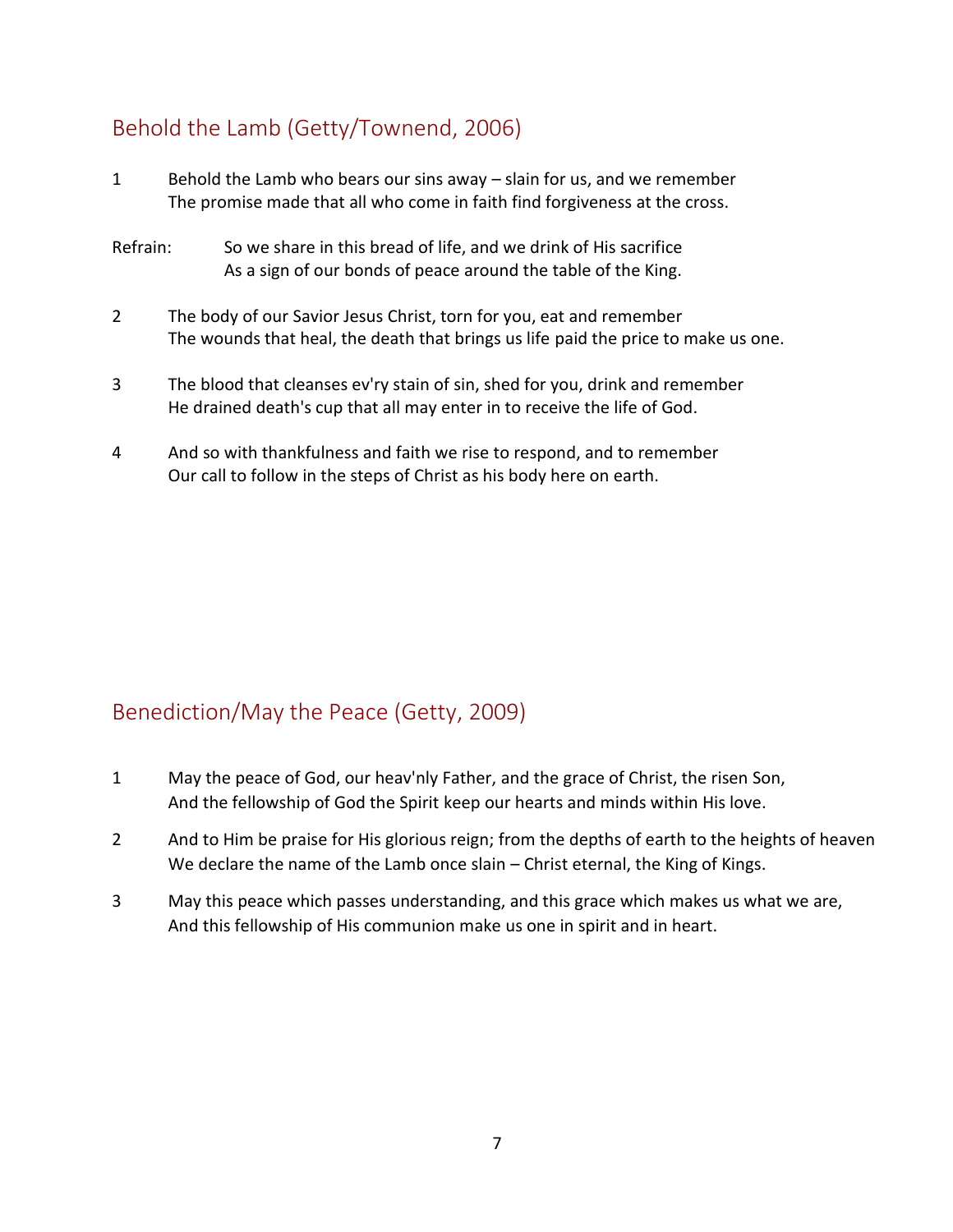## Behold the Lamb (Getty/Townend, 2006)

1 Behold the Lamb who bears our sins away – slain for us, and we remember
The promise made that all who come in faith find forgiveness at the cross.

Refrain: So we share in this bread of life, and we drink of His sacrifice
As a sign of our bonds of peace around the table of the King.

2 The body of our Savior Jesus Christ, torn for you, eat and remember
The wounds that heal, the death that brings us life paid the price to make us one.

3 The blood that cleanses ev'ry stain of sin, shed for you, drink and remember
He drained death's cup that all may enter in to receive the life of God.

4 And so with thankfulness and faith we rise to respond, and to remember
Our call to follow in the steps of Christ as his body here on earth.

## Benediction/May the Peace (Getty, 2009)

1 May the peace of God, our heav'nly Father, and the grace of Christ, the risen Son,
And the fellowship of God the Spirit keep our hearts and minds within His love.

2 And to Him be praise for His glorious reign; from the depths of earth to the heights of heaven
We declare the name of the Lamb once slain – Christ eternal, the King of Kings.

3 May this peace which passes understanding, and this grace which makes us what we are,
And this fellowship of His communion make us one in spirit and in heart.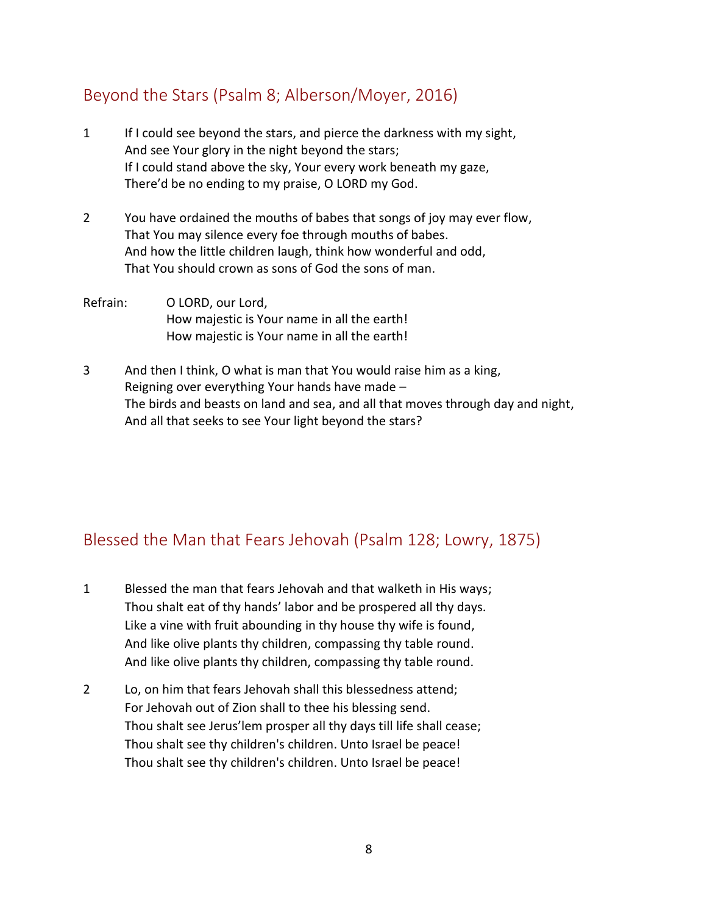## Beyond the Stars (Psalm 8; Alberson/Moyer, 2016)

1 If I could see beyond the stars, and pierce the darkness with my sight,
And see Your glory in the night beyond the stars;
If I could stand above the sky, Your every work beneath my gaze,
There'd be no ending to my praise, O LORD my God.

2 You have ordained the mouths of babes that songs of joy may ever flow,
That You may silence every foe through mouths of babes.
And how the little children laugh, think how wonderful and odd,
That You should crown as sons of God the sons of man.

Refrain: O LORD, our Lord,
How majestic is Your name in all the earth!
How majestic is Your name in all the earth!

3 And then I think, O what is man that You would raise him as a king,
Reigning over everything Your hands have made –
The birds and beasts on land and sea, and all that moves through day and night,
And all that seeks to see Your light beyond the stars?

## Blessed the Man that Fears Jehovah (Psalm 128; Lowry, 1875)

1 Blessed the man that fears Jehovah and that walketh in His ways;
Thou shalt eat of thy hands' labor and be prospered all thy days.
Like a vine with fruit abounding in thy house thy wife is found,
And like olive plants thy children, compassing thy table round.
And like olive plants thy children, compassing thy table round.

2 Lo, on him that fears Jehovah shall this blessedness attend;
For Jehovah out of Zion shall to thee his blessing send.
Thou shalt see Jerus'lem prosper all thy days till life shall cease;
Thou shalt see thy children's children. Unto Israel be peace!
Thou shalt see thy children's children. Unto Israel be peace!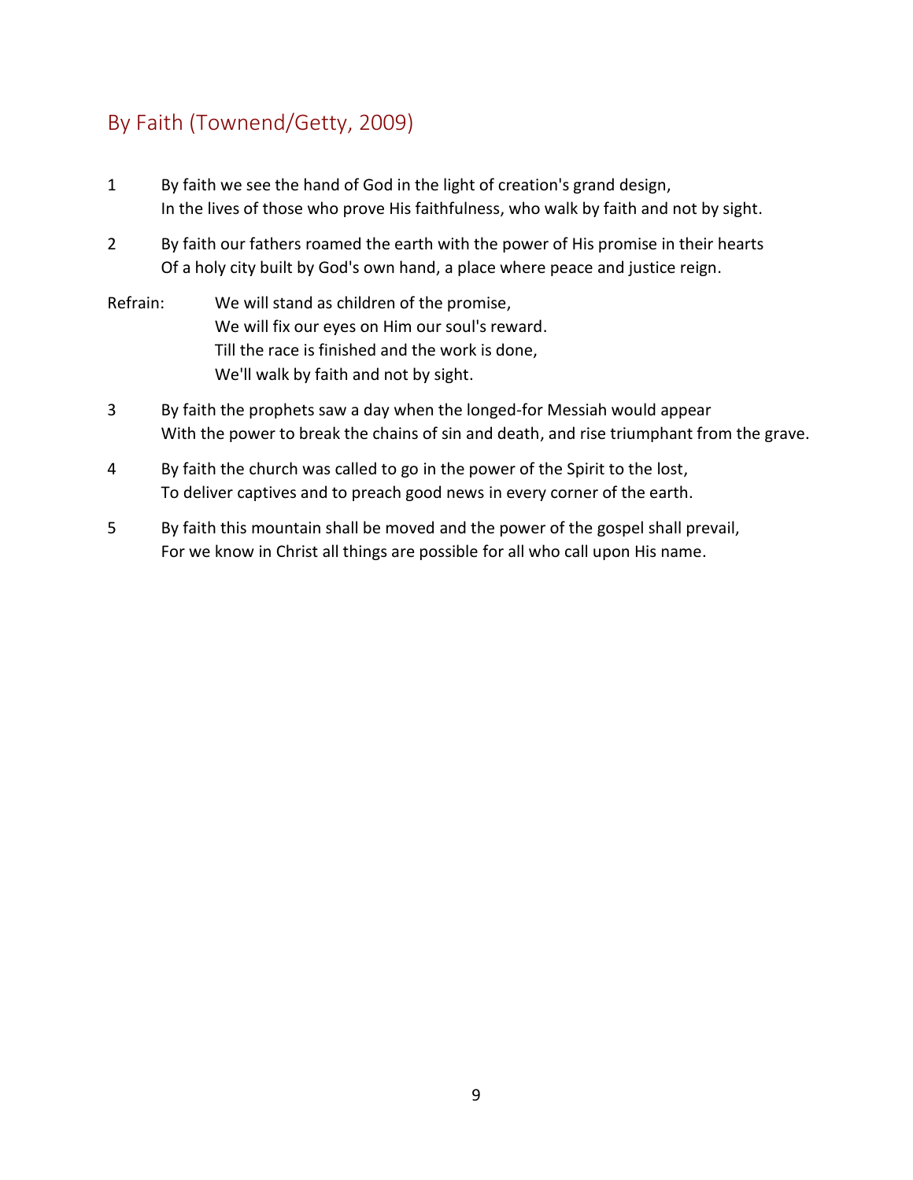## By Faith (Townend/Getty, 2009)

1 By faith we see the hand of God in the light of creation's grand design,
In the lives of those who prove His faithfulness, who walk by faith and not by sight.

2 By faith our fathers roamed the earth with the power of His promise in their hearts
Of a holy city built by God's own hand, a place where peace and justice reign.

Refrain: We will stand as children of the promise,
We will fix our eyes on Him our soul's reward.
Till the race is finished and the work is done,
We'll walk by faith and not by sight.

3 By faith the prophets saw a day when the longed-for Messiah would appear
With the power to break the chains of sin and death, and rise triumphant from the grave.

4 By faith the church was called to go in the power of the Spirit to the lost,
To deliver captives and to preach good news in every corner of the earth.

5 By faith this mountain shall be moved and the power of the gospel shall prevail,
For we know in Christ all things are possible for all who call upon His name.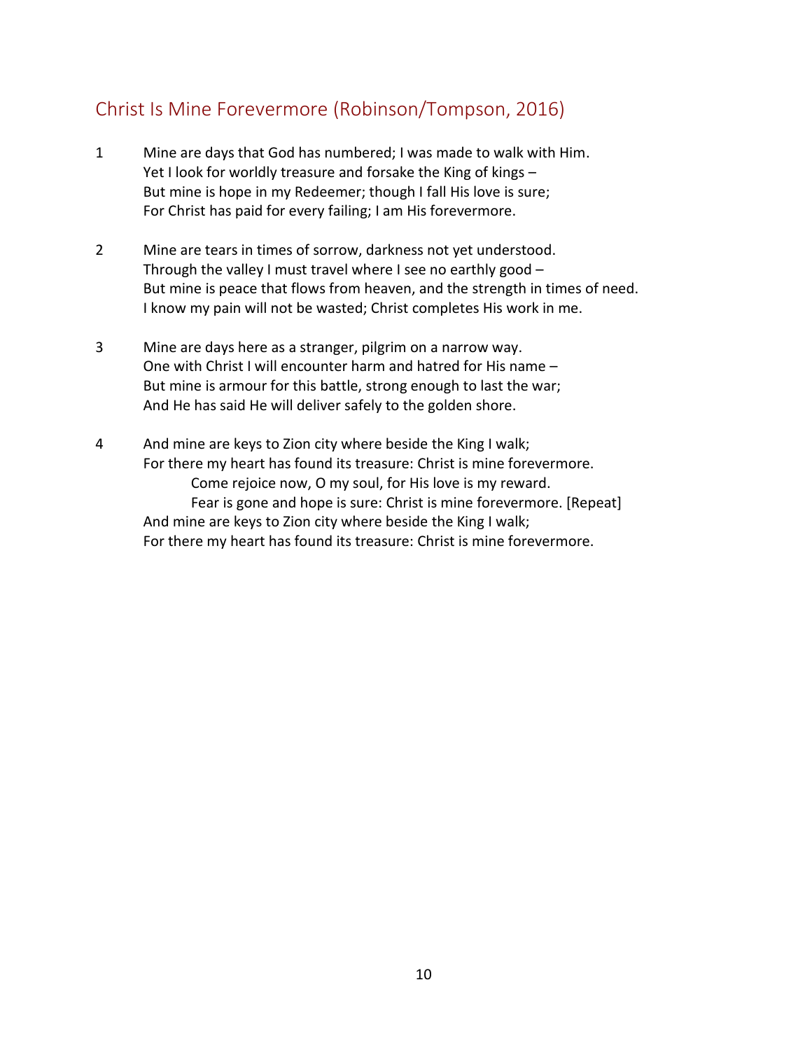## Christ Is Mine Forevermore (Robinson/Tompson, 2016)

1. Mine are days that God has numbered; I was made to walk with Him.
   Yet I look for worldly treasure and forsake the King of kings –
   But mine is hope in my Redeemer; though I fall His love is sure;
   For Christ has paid for every failing; I am His forevermore.

2. Mine are tears in times of sorrow, darkness not yet understood.
   Through the valley I must travel where I see no earthly good –
   But mine is peace that flows from heaven, and the strength in times of need.
   I know my pain will not be wasted; Christ completes His work in me.

3. Mine are days here as a stranger, pilgrim on a narrow way.
   One with Christ I will encounter harm and hatred for His name –
   But mine is armour for this battle, strong enough to last the war;
   And He has said He will deliver safely to the golden shore.

4. And mine are keys to Zion city where beside the King I walk;
   For there my heart has found its treasure: Christ is mine forevermore.
   
   Come rejoice now, O my soul, for His love is my reward.
   Fear is gone and hope is sure: Christ is mine forevermore. [Repeat]
   
   And mine are keys to Zion city where beside the King I walk;
   For there my heart has found its treasure: Christ is mine forevermore.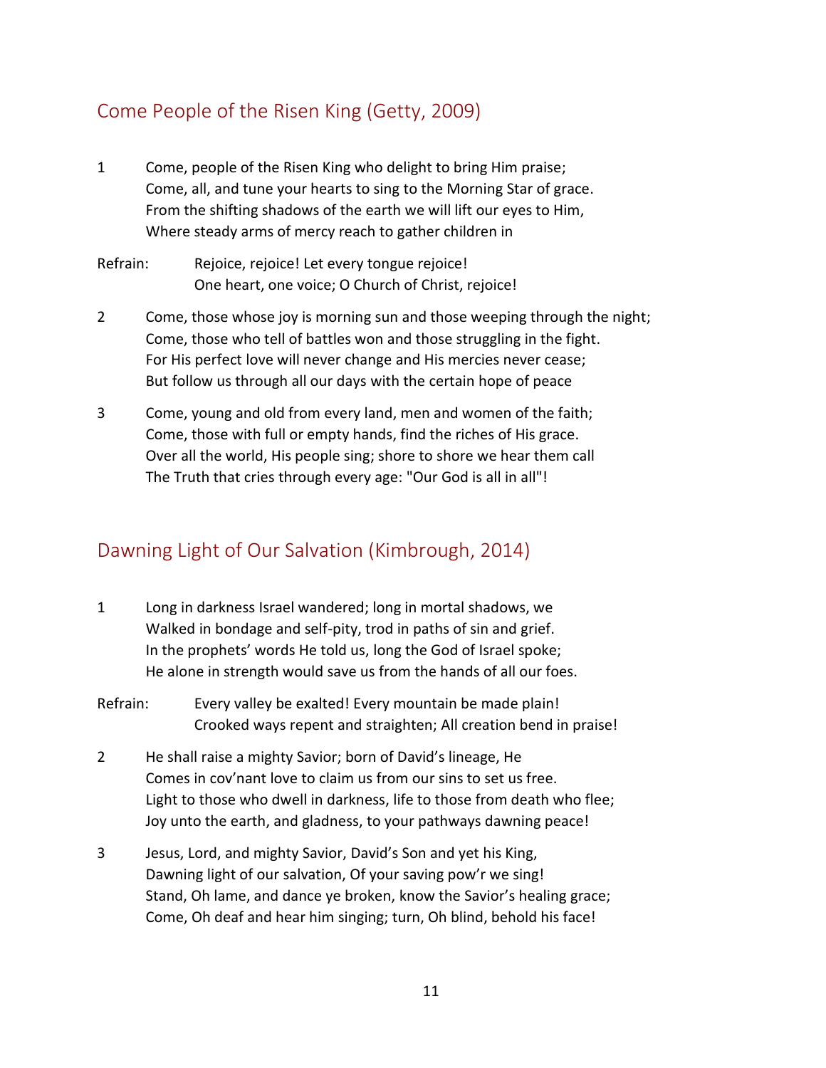## Come People of the Risen King (Getty, 2009)

1 Come, people of the Risen King who delight to bring Him praise;
Come, all, and tune your hearts to sing to the Morning Star of grace.
From the shifting shadows of the earth we will lift our eyes to Him,
Where steady arms of mercy reach to gather children in

Refrain: Rejoice, rejoice! Let every tongue rejoice!
One heart, one voice; O Church of Christ, rejoice!

2 Come, those whose joy is morning sun and those weeping through the night;
Come, those who tell of battles won and those struggling in the fight.
For His perfect love will never change and His mercies never cease;
But follow us through all our days with the certain hope of peace

3 Come, young and old from every land, men and women of the faith;
Come, those with full or empty hands, find the riches of His grace.
Over all the world, His people sing; shore to shore we hear them call
The Truth that cries through every age: "Our God is all in all"!

## Dawning Light of Our Salvation (Kimbrough, 2014)

1 Long in darkness Israel wandered; long in mortal shadows, we
Walked in bondage and self-pity, trod in paths of sin and grief.
In the prophets' words He told us, long the God of Israel spoke;
He alone in strength would save us from the hands of all our foes.

Refrain: Every valley be exalted! Every mountain be made plain!
Crooked ways repent and straighten; All creation bend in praise!

2 He shall raise a mighty Savior; born of David's lineage, He
Comes in cov'nant love to claim us from our sins to set us free.
Light to those who dwell in darkness, life to those from death who flee;
Joy unto the earth, and gladness, to your pathways dawning peace!

3 Jesus, Lord, and mighty Savior, David's Son and yet his King,
Dawning light of our salvation, Of your saving pow'r we sing!
Stand, Oh lame, and dance ye broken, know the Savior's healing grace;
Come, Oh deaf and hear him singing; turn, Oh blind, behold his face!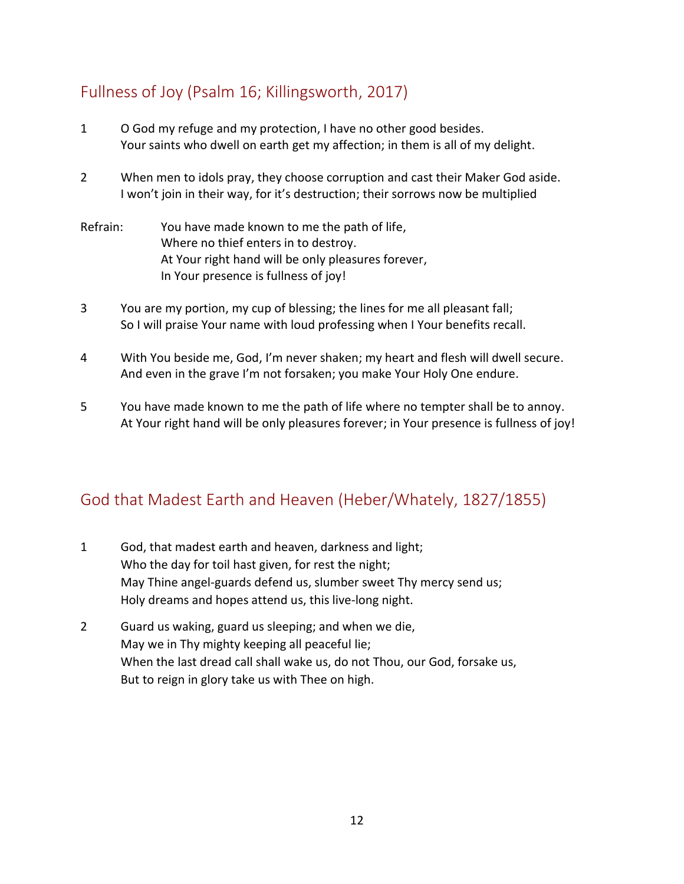## Fullness of Joy (Psalm 16; Killingsworth, 2017)

1 O God my refuge and my protection, I have no other good besides.
Your saints who dwell on earth get my affection; in them is all of my delight.

2 When men to idols pray, they choose corruption and cast their Maker God aside.
I won't join in their way, for it's destruction; their sorrows now be multiplied

Refrain: You have made known to me the path of life,
Where no thief enters in to destroy.
At Your right hand will be only pleasures forever,
In Your presence is fullness of joy!

3 You are my portion, my cup of blessing; the lines for me all pleasant fall;
So I will praise Your name with loud professing when I Your benefits recall.

4 With You beside me, God, I'm never shaken; my heart and flesh will dwell secure.
And even in the grave I'm not forsaken; you make Your Holy One endure.

5 You have made known to me the path of life where no tempter shall be to annoy.
At Your right hand will be only pleasures forever; in Your presence is fullness of joy!

## God that Madest Earth and Heaven (Heber/Whately, 1827/1855)

1 God, that madest earth and heaven, darkness and light;
Who the day for toil hast given, for rest the night;
May Thine angel-guards defend us, slumber sweet Thy mercy send us;
Holy dreams and hopes attend us, this live-long night.

2 Guard us waking, guard us sleeping; and when we die,
May we in Thy mighty keeping all peaceful lie;
When the last dread call shall wake us, do not Thou, our God, forsake us,
But to reign in glory take us with Thee on high.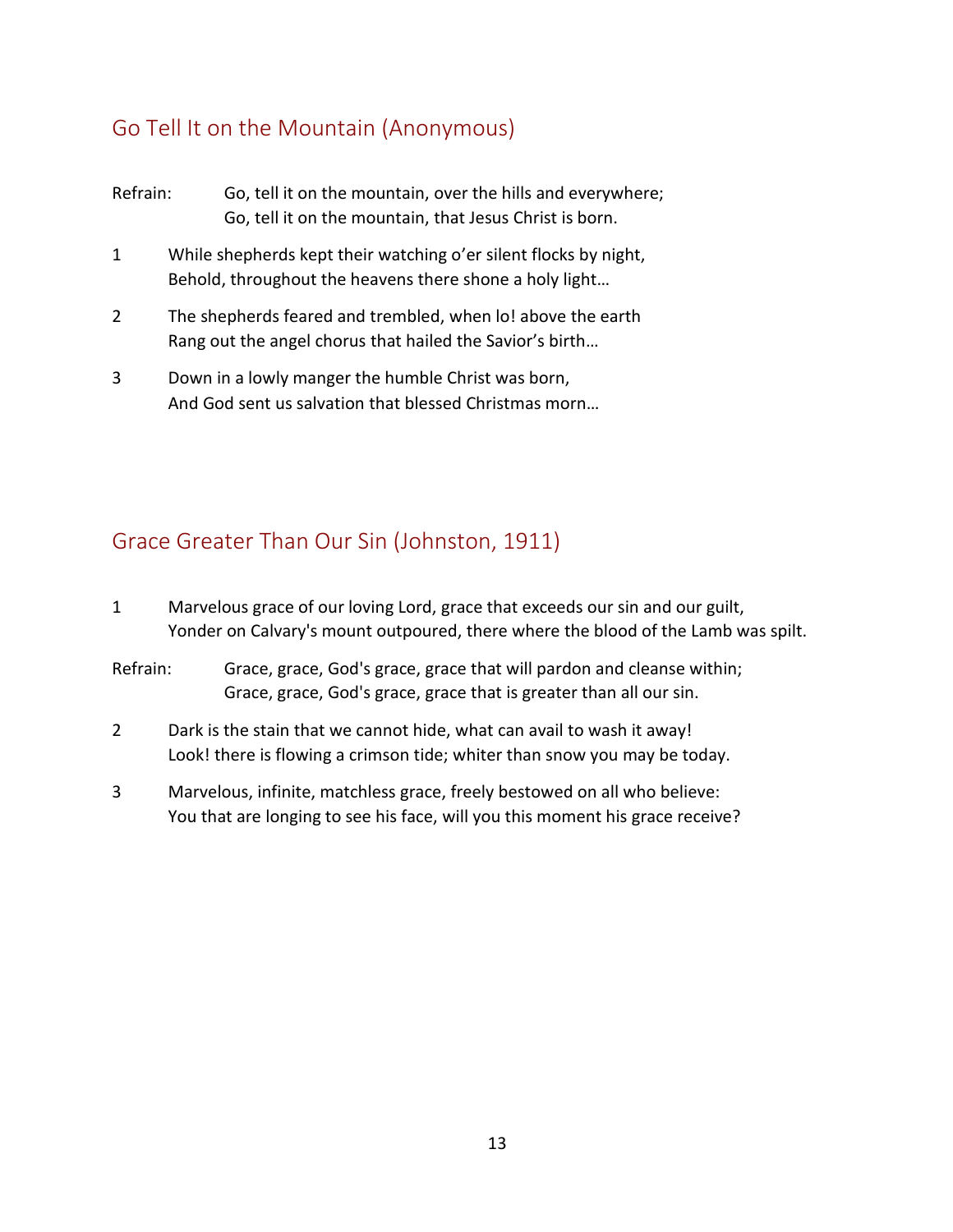## Go Tell It on the Mountain (Anonymous)

Refrain: Go, tell it on the mountain, over the hills and everywhere;
Go, tell it on the mountain, that Jesus Christ is born.

1 While shepherds kept their watching o'er silent flocks by night,
Behold, throughout the heavens there shone a holy light…

2 The shepherds feared and trembled, when lo! above the earth
Rang out the angel chorus that hailed the Savior's birth…

3 Down in a lowly manger the humble Christ was born,
And God sent us salvation that blessed Christmas morn…

## Grace Greater Than Our Sin (Johnston, 1911)

1 Marvelous grace of our loving Lord, grace that exceeds our sin and our guilt,
Yonder on Calvary's mount outpoured, there where the blood of the Lamb was spilt.

Refrain: Grace, grace, God's grace, grace that will pardon and cleanse within;
Grace, grace, God's grace, grace that is greater than all our sin.

2 Dark is the stain that we cannot hide, what can avail to wash it away!
Look! there is flowing a crimson tide; whiter than snow you may be today.

3 Marvelous, infinite, matchless grace, freely bestowed on all who believe:
You that are longing to see his face, will you this moment his grace receive?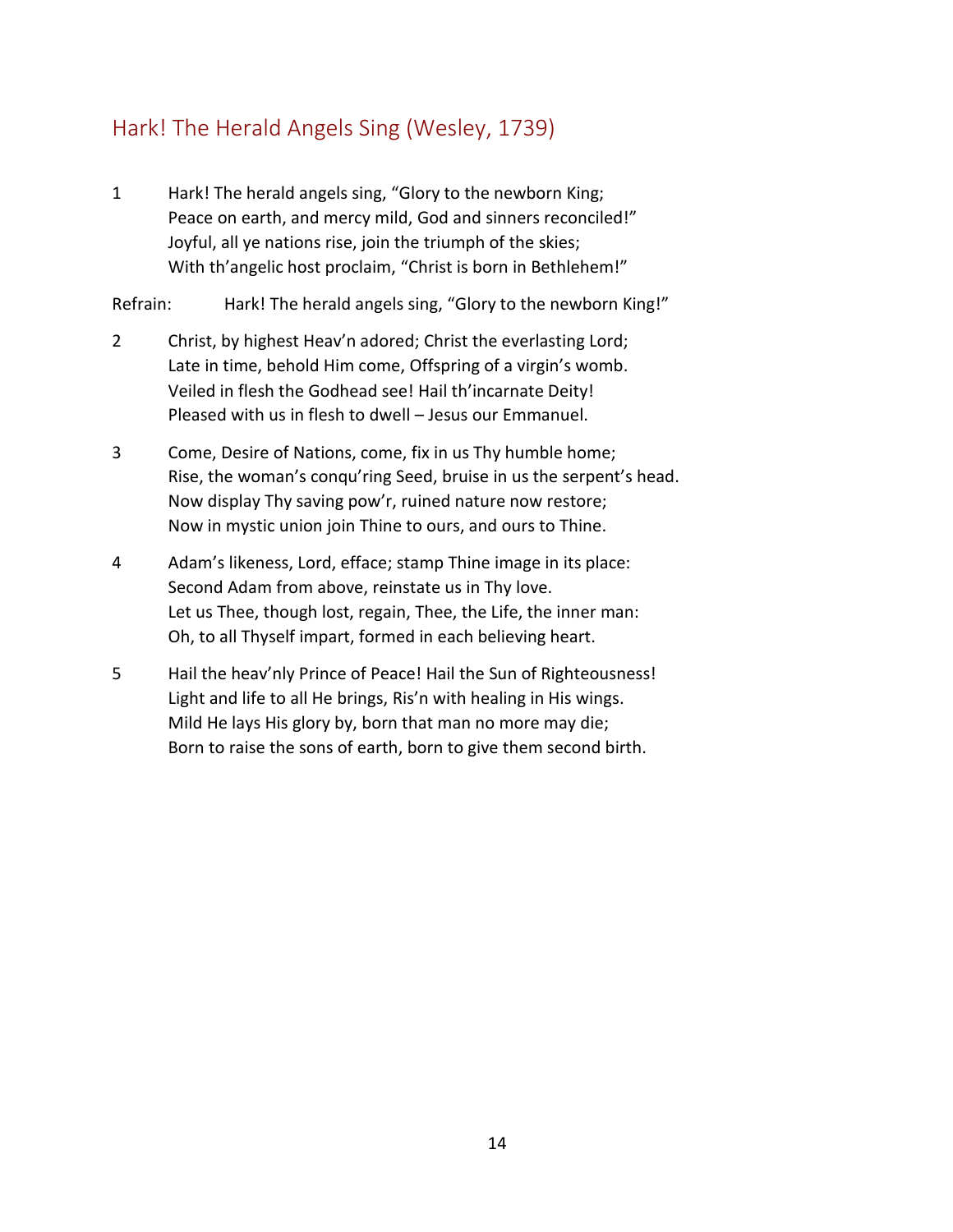## Hark! The Herald Angels Sing (Wesley, 1739)

1 Hark! The herald angels sing, "Glory to the newborn King;
Peace on earth, and mercy mild, God and sinners reconciled!"
Joyful, all ye nations rise, join the triumph of the skies;
With th'angelic host proclaim, "Christ is born in Bethlehem!"

Refrain: Hark! The herald angels sing, "Glory to the newborn King!"

2 Christ, by highest Heav'n adored; Christ the everlasting Lord;
Late in time, behold Him come, Offspring of a virgin's womb.
Veiled in flesh the Godhead see! Hail th'incarnate Deity!
Pleased with us in flesh to dwell – Jesus our Emmanuel.

3 Come, Desire of Nations, come, fix in us Thy humble home;
Rise, the woman's conqu'ring Seed, bruise in us the serpent's head.
Now display Thy saving pow'r, ruined nature now restore;
Now in mystic union join Thine to ours, and ours to Thine.

4 Adam's likeness, Lord, efface; stamp Thine image in its place:
Second Adam from above, reinstate us in Thy love.
Let us Thee, though lost, regain, Thee, the Life, the inner man:
Oh, to all Thyself impart, formed in each believing heart.

5 Hail the heav'nly Prince of Peace! Hail the Sun of Righteousness!
Light and life to all He brings, Ris'n with healing in His wings.
Mild He lays His glory by, born that man no more may die;
Born to raise the sons of earth, born to give them second birth.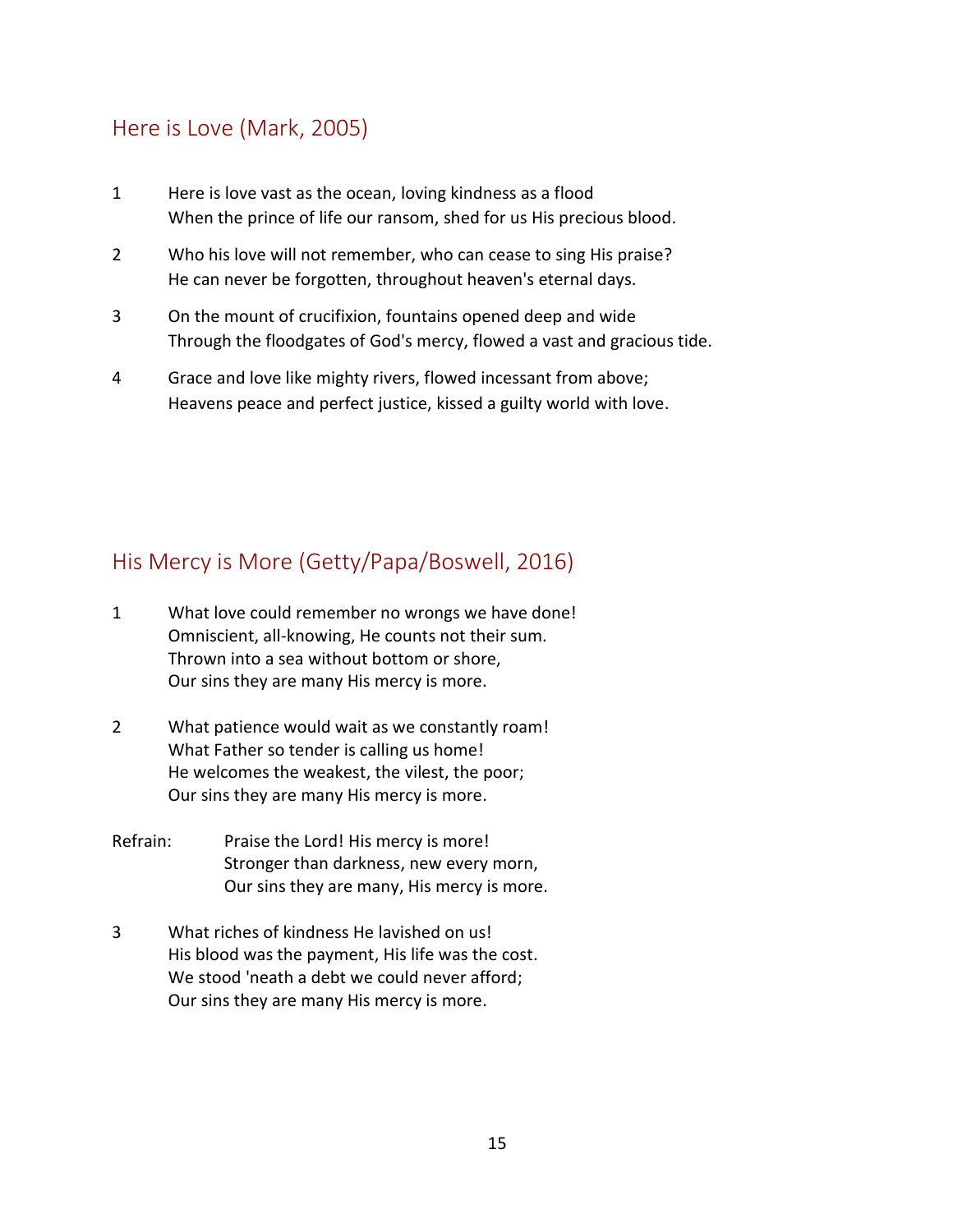## Here is Love (Mark, 2005)

1 Here is love vast as the ocean, loving kindness as a flood
When the prince of life our ransom, shed for us His precious blood.

2 Who his love will not remember, who can cease to sing His praise?
He can never be forgotten, throughout heaven's eternal days.

3 On the mount of crucifixion, fountains opened deep and wide
Through the floodgates of God's mercy, flowed a vast and gracious tide.

4 Grace and love like mighty rivers, flowed incessant from above;
Heavens peace and perfect justice, kissed a guilty world with love.

## His Mercy is More (Getty/Papa/Boswell, 2016)

1 What love could remember no wrongs we have done!
Omniscient, all-knowing, He counts not their sum.
Thrown into a sea without bottom or shore,
Our sins they are many His mercy is more.

2 What patience would wait as we constantly roam!
What Father so tender is calling us home!
He welcomes the weakest, the vilest, the poor;
Our sins they are many His mercy is more.

Refrain: Praise the Lord! His mercy is more!
Stronger than darkness, new every morn,
Our sins they are many, His mercy is more.

3 What riches of kindness He lavished on us!
His blood was the payment, His life was the cost.
We stood 'neath a debt we could never afford;
Our sins they are many His mercy is more.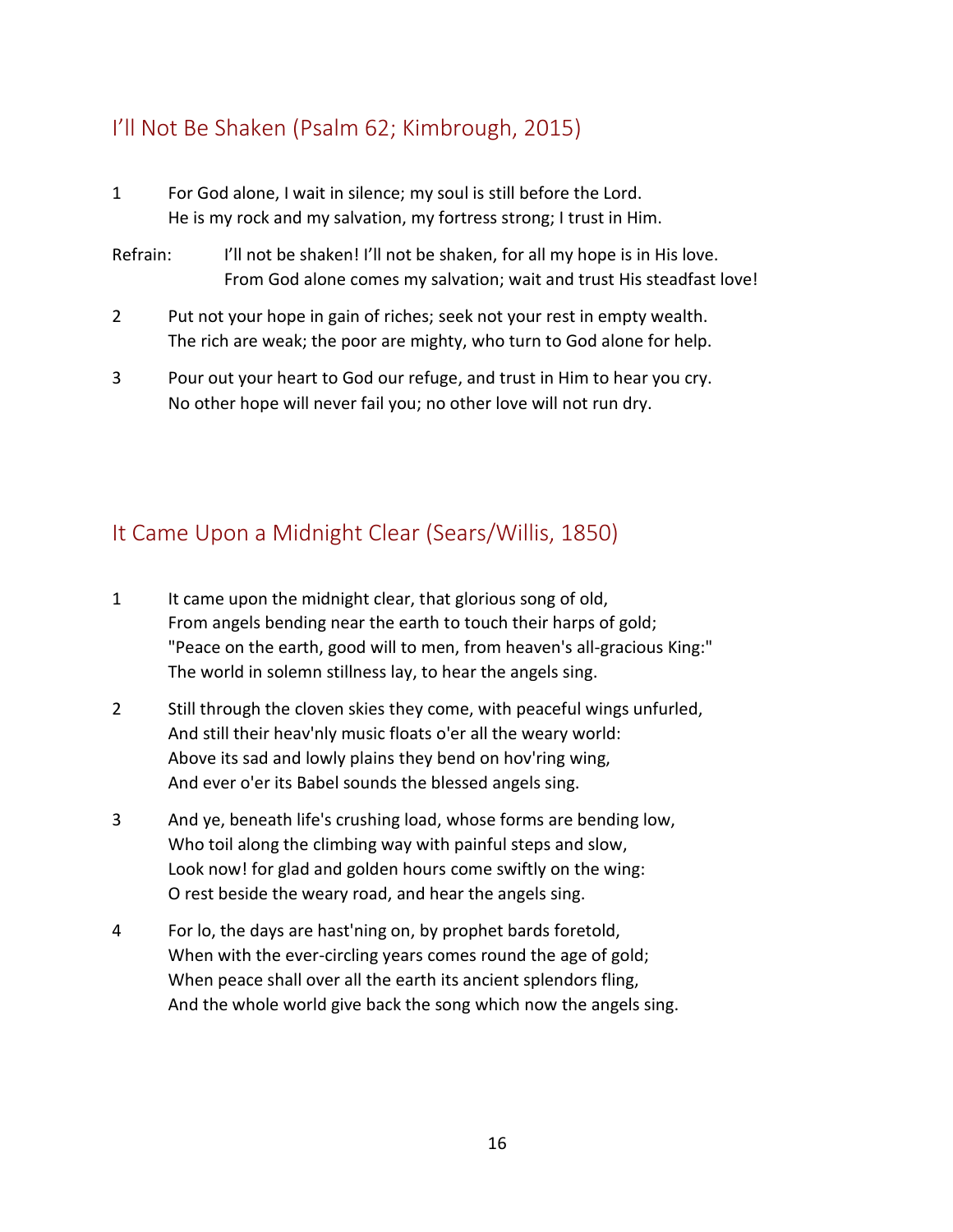## I'll Not Be Shaken (Psalm 62; Kimbrough, 2015)

1 For God alone, I wait in silence; my soul is still before the Lord.
He is my rock and my salvation, my fortress strong; I trust in Him.

Refrain: I'll not be shaken! I'll not be shaken, for all my hope is in His love.
From God alone comes my salvation; wait and trust His steadfast love!

2 Put not your hope in gain of riches; seek not your rest in empty wealth.
The rich are weak; the poor are mighty, who turn to God alone for help.

3 Pour out your heart to God our refuge, and trust in Him to hear you cry.
No other hope will never fail you; no other love will not run dry.

## It Came Upon a Midnight Clear (Sears/Willis, 1850)

1 It came upon the midnight clear, that glorious song of old,
From angels bending near the earth to touch their harps of gold;
"Peace on the earth, good will to men, from heaven's all-gracious King:"
The world in solemn stillness lay, to hear the angels sing.

2 Still through the cloven skies they come, with peaceful wings unfurled,
And still their heav'nly music floats o'er all the weary world:
Above its sad and lowly plains they bend on hov'ring wing,
And ever o'er its Babel sounds the blessed angels sing.

3 And ye, beneath life's crushing load, whose forms are bending low,
Who toil along the climbing way with painful steps and slow,
Look now! for glad and golden hours come swiftly on the wing:
O rest beside the weary road, and hear the angels sing.

4 For lo, the days are hast'ning on, by prophet bards foretold,
When with the ever-circling years comes round the age of gold;
When peace shall over all the earth its ancient splendors fling,
And the whole world give back the song which now the angels sing.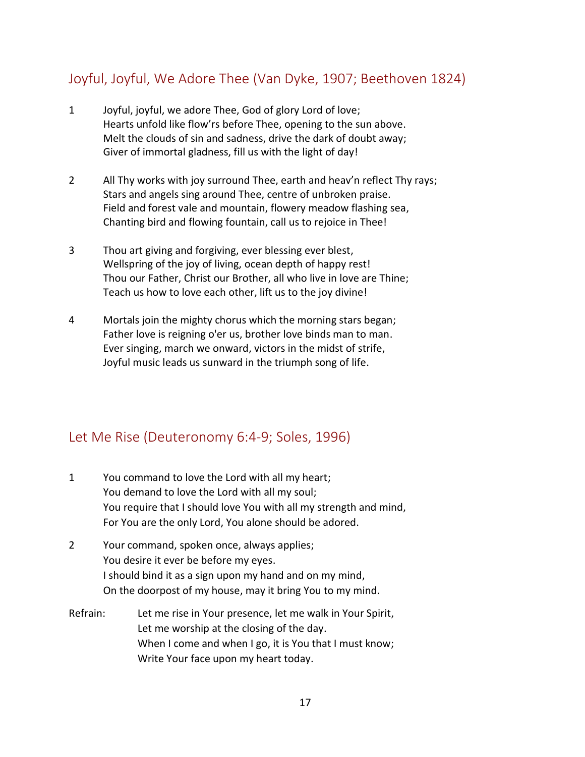## Joyful, Joyful, We Adore Thee (Van Dyke, 1907; Beethoven 1824)

1 Joyful, joyful, we adore Thee, God of glory Lord of love;
Hearts unfold like flow’rs before Thee, opening to the sun above.
Melt the clouds of sin and sadness, drive the dark of doubt away;
Giver of immortal gladness, fill us with the light of day!

2 All Thy works with joy surround Thee, earth and heav’n reflect Thy rays;
Stars and angels sing around Thee, centre of unbroken praise.
Field and forest vale and mountain, flowery meadow flashing sea,
Chanting bird and flowing fountain, call us to rejoice in Thee!

3 Thou art giving and forgiving, ever blessing ever blest,
Wellspring of the joy of living, ocean depth of happy rest!
Thou our Father, Christ our Brother, all who live in love are Thine;
Teach us how to love each other, lift us to the joy divine!

4 Mortals join the mighty chorus which the morning stars began;
Father love is reigning o'er us, brother love binds man to man.
Ever singing, march we onward, victors in the midst of strife,
Joyful music leads us sunward in the triumph song of life.

## Let Me Rise (Deuteronomy 6:4-9; Soles, 1996)

1 You command to love the Lord with all my heart;
You demand to love the Lord with all my soul;
You require that I should love You with all my strength and mind,
For You are the only Lord, You alone should be adored.

2 Your command, spoken once, always applies;
You desire it ever be before my eyes.
I should bind it as a sign upon my hand and on my mind,
On the doorpost of my house, may it bring You to my mind.

Refrain: Let me rise in Your presence, let me walk in Your Spirit,
Let me worship at the closing of the day.
When I come and when I go, it is You that I must know;
Write Your face upon my heart today.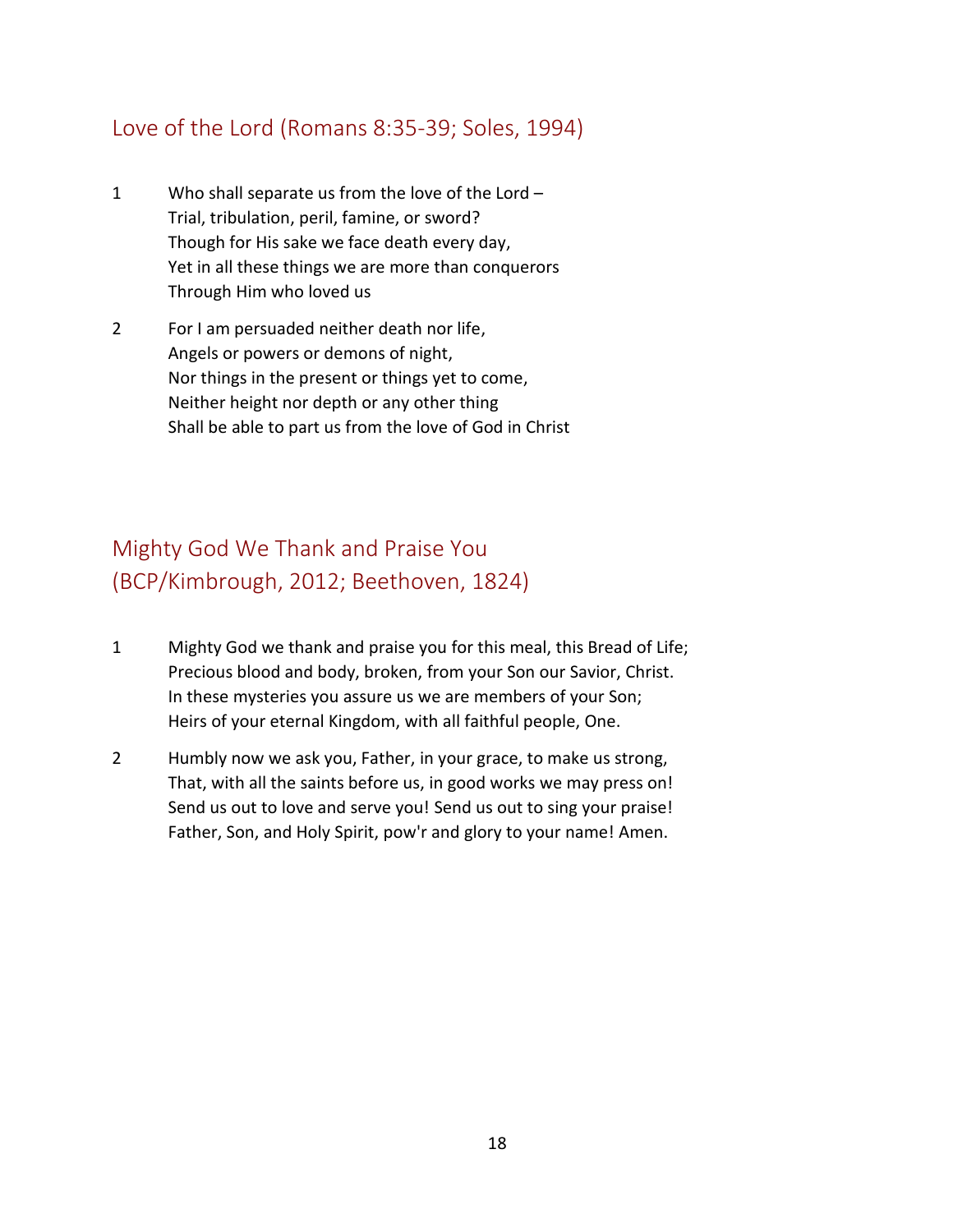## Love of the Lord (Romans 8:35-39; Soles, 1994)

1 Who shall separate us from the love of the Lord –
Trial, tribulation, peril, famine, or sword?
Though for His sake we face death every day,
Yet in all these things we are more than conquerors
Through Him who loved us

2 For I am persuaded neither death nor life,
Angels or powers or demons of night,
Nor things in the present or things yet to come,
Neither height nor depth or any other thing
Shall be able to part us from the love of God in Christ

## Mighty God We Thank and Praise You (BCP/Kimbrough, 2012; Beethoven, 1824)

1 Mighty God we thank and praise you for this meal, this Bread of Life;
Precious blood and body, broken, from your Son our Savior, Christ.
In these mysteries you assure us we are members of your Son;
Heirs of your eternal Kingdom, with all faithful people, One.

2 Humbly now we ask you, Father, in your grace, to make us strong,
That, with all the saints before us, in good works we may press on!
Send us out to love and serve you! Send us out to sing your praise!
Father, Son, and Holy Spirit, pow'r and glory to your name! Amen.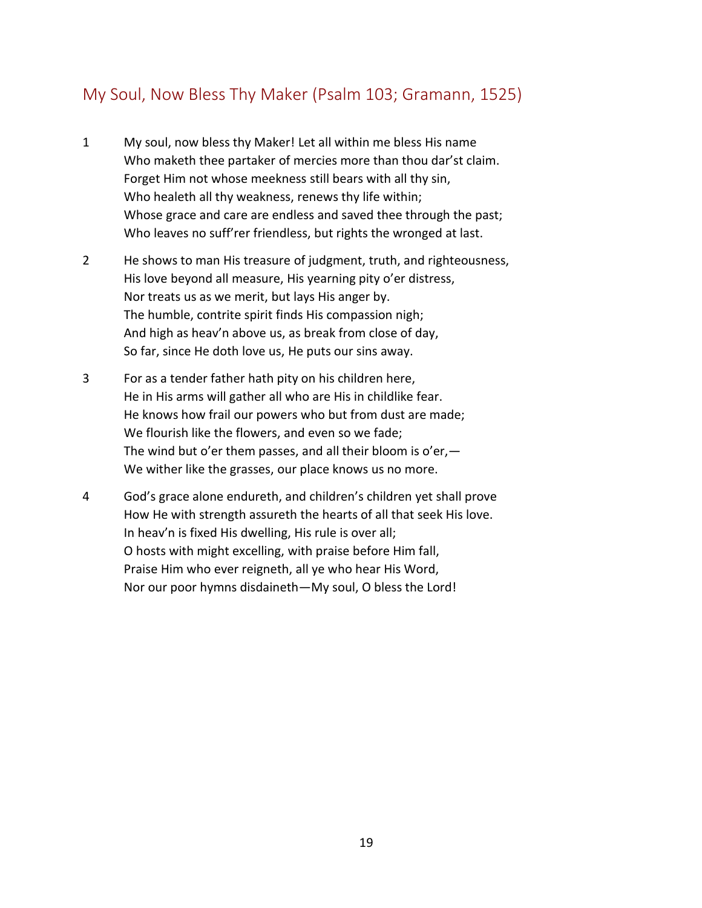## My Soul, Now Bless Thy Maker (Psalm 103; Gramann, 1525)

1. My soul, now bless thy Maker! Let all within me bless His name  
   Who maketh thee partaker of mercies more than thou dar'st claim.  
   Forget Him not whose meekness still bears with all thy sin,  
   Who healeth all thy weakness, renews thy life within;  
   Whose grace and care are endless and saved thee through the past;  
   Who leaves no suff'rer friendless, but rights the wronged at last.

2. He shows to man His treasure of judgment, truth, and righteousness,  
   His love beyond all measure, His yearning pity o'er distress,  
   Nor treats us as we merit, but lays His anger by.  
   The humble, contrite spirit finds His compassion nigh;  
   And high as heav'n above us, as break from close of day,  
   So far, since He doth love us, He puts our sins away.

3. For as a tender father hath pity on his children here,  
   He in His arms will gather all who are His in childlike fear.  
   He knows how frail our powers who but from dust are made;  
   We flourish like the flowers, and even so we fade;  
   The wind but o'er them passes, and all their bloom is o'er,—  
   We wither like the grasses, our place knows us no more.

4. God's grace alone endureth, and children's children yet shall prove  
   How He with strength assureth the hearts of all that seek His love.  
   In heav'n is fixed His dwelling, His rule is over all;  
   O hosts with might excelling, with praise before Him fall,  
   Praise Him who ever reigneth, all ye who hear His Word,  
   Nor our poor hymns disdaineth—My soul, O bless the Lord!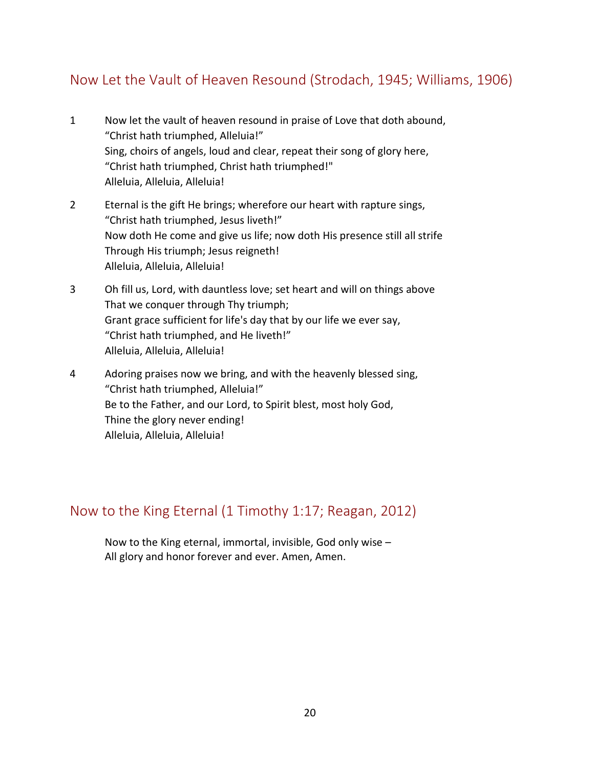## Now Let the Vault of Heaven Resound (Strodach, 1945; Williams, 1906)

1. Now let the vault of heaven resound in praise of Love that doth abound,
   "Christ hath triumphed, Alleluia!"
   Sing, choirs of angels, loud and clear, repeat their song of glory here,
   "Christ hath triumphed, Christ hath triumphed!"
   Alleluia, Alleluia, Alleluia!

2. Eternal is the gift He brings; wherefore our heart with rapture sings,
   "Christ hath triumphed, Jesus liveth!"
   Now doth He come and give us life; now doth His presence still all strife
   Through His triumph; Jesus reigneth!
   Alleluia, Alleluia, Alleluia!

3. Oh fill us, Lord, with dauntless love; set heart and will on things above
   That we conquer through Thy triumph;
   Grant grace sufficient for life's day that by our life we ever say,
   "Christ hath triumphed, and He liveth!"
   Alleluia, Alleluia, Alleluia!

4. Adoring praises now we bring, and with the heavenly blessed sing,
   "Christ hath triumphed, Alleluia!"
   Be to the Father, and our Lord, to Spirit blest, most holy God,
   Thine the glory never ending!
   Alleluia, Alleluia, Alleluia!

## Now to the King Eternal (1 Timothy 1:17; Reagan, 2012)

Now to the King eternal, immortal, invisible, God only wise –
All glory and honor forever and ever. Amen, Amen.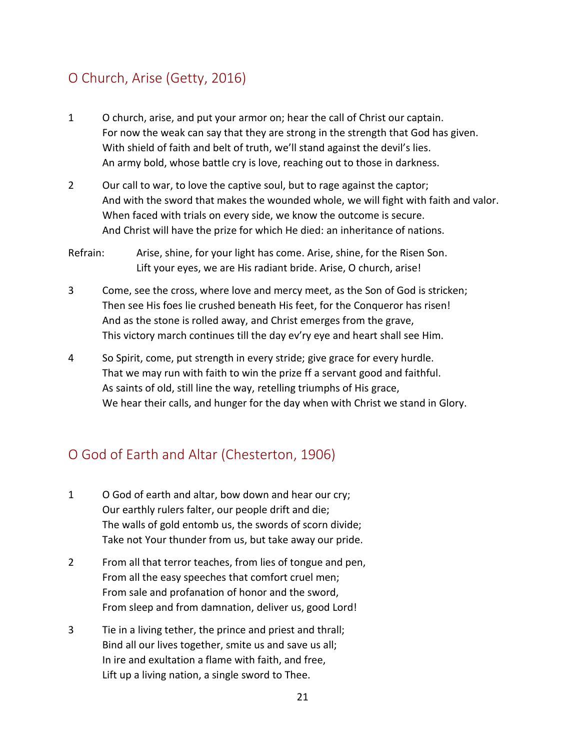## O Church, Arise (Getty, 2016)

1 O church, arise, and put your armor on; hear the call of Christ our captain.
For now the weak can say that they are strong in the strength that God has given.
With shield of faith and belt of truth, we'll stand against the devil's lies.
An army bold, whose battle cry is love, reaching out to those in darkness.

2 Our call to war, to love the captive soul, but to rage against the captor;
And with the sword that makes the wounded whole, we will fight with faith and valor.
When faced with trials on every side, we know the outcome is secure.
And Christ will have the prize for which He died: an inheritance of nations.

Refrain: Arise, shine, for your light has come. Arise, shine, for the Risen Son.
Lift your eyes, we are His radiant bride. Arise, O church, arise!

3 Come, see the cross, where love and mercy meet, as the Son of God is stricken;
Then see His foes lie crushed beneath His feet, for the Conqueror has risen!
And as the stone is rolled away, and Christ emerges from the grave,
This victory march continues till the day ev'ry eye and heart shall see Him.

4 So Spirit, come, put strength in every stride; give grace for every hurdle.
That we may run with faith to win the prize ff a servant good and faithful.
As saints of old, still line the way, retelling triumphs of His grace,
We hear their calls, and hunger for the day when with Christ we stand in Glory.

## O God of Earth and Altar (Chesterton, 1906)

1 O God of earth and altar, bow down and hear our cry;
Our earthly rulers falter, our people drift and die;
The walls of gold entomb us, the swords of scorn divide;
Take not Your thunder from us, but take away our pride.

2 From all that terror teaches, from lies of tongue and pen,
From all the easy speeches that comfort cruel men;
From sale and profanation of honor and the sword,
From sleep and from damnation, deliver us, good Lord!

3 Tie in a living tether, the prince and priest and thrall;
Bind all our lives together, smite us and save us all;
In ire and exultation a flame with faith, and free,
Lift up a living nation, a single sword to Thee.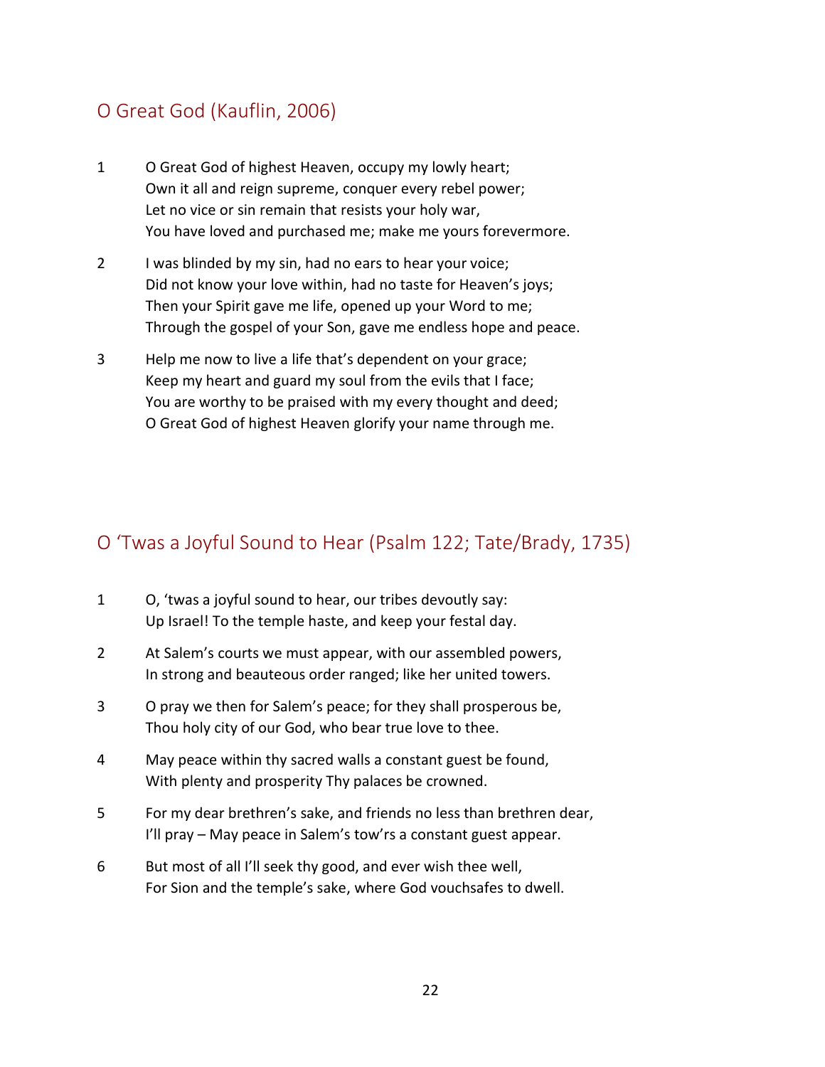## O Great God (Kauflin, 2006)

1 O Great God of highest Heaven, occupy my lowly heart;
Own it all and reign supreme, conquer every rebel power;
Let no vice or sin remain that resists your holy war,
You have loved and purchased me; make me yours forevermore.

2 I was blinded by my sin, had no ears to hear your voice;
Did not know your love within, had no taste for Heaven's joys;
Then your Spirit gave me life, opened up your Word to me;
Through the gospel of your Son, gave me endless hope and peace.

3 Help me now to live a life that's dependent on your grace;
Keep my heart and guard my soul from the evils that I face;
You are worthy to be praised with my every thought and deed;
O Great God of highest Heaven glorify your name through me.

## O 'Twas a Joyful Sound to Hear (Psalm 122; Tate/Brady, 1735)

1 O, 'twas a joyful sound to hear, our tribes devoutly say:
Up Israel! To the temple haste, and keep your festal day.

2 At Salem's courts we must appear, with our assembled powers,
In strong and beauteous order ranged; like her united towers.

3 O pray we then for Salem's peace; for they shall prosperous be,
Thou holy city of our God, who bear true love to thee.

4 May peace within thy sacred walls a constant guest be found,
With plenty and prosperity Thy palaces be crowned.

5 For my dear brethren's sake, and friends no less than brethren dear,
I'll pray – May peace in Salem's tow'rs a constant guest appear.

6 But most of all I'll seek thy good, and ever wish thee well,
For Sion and the temple's sake, where God vouchsafes to dwell.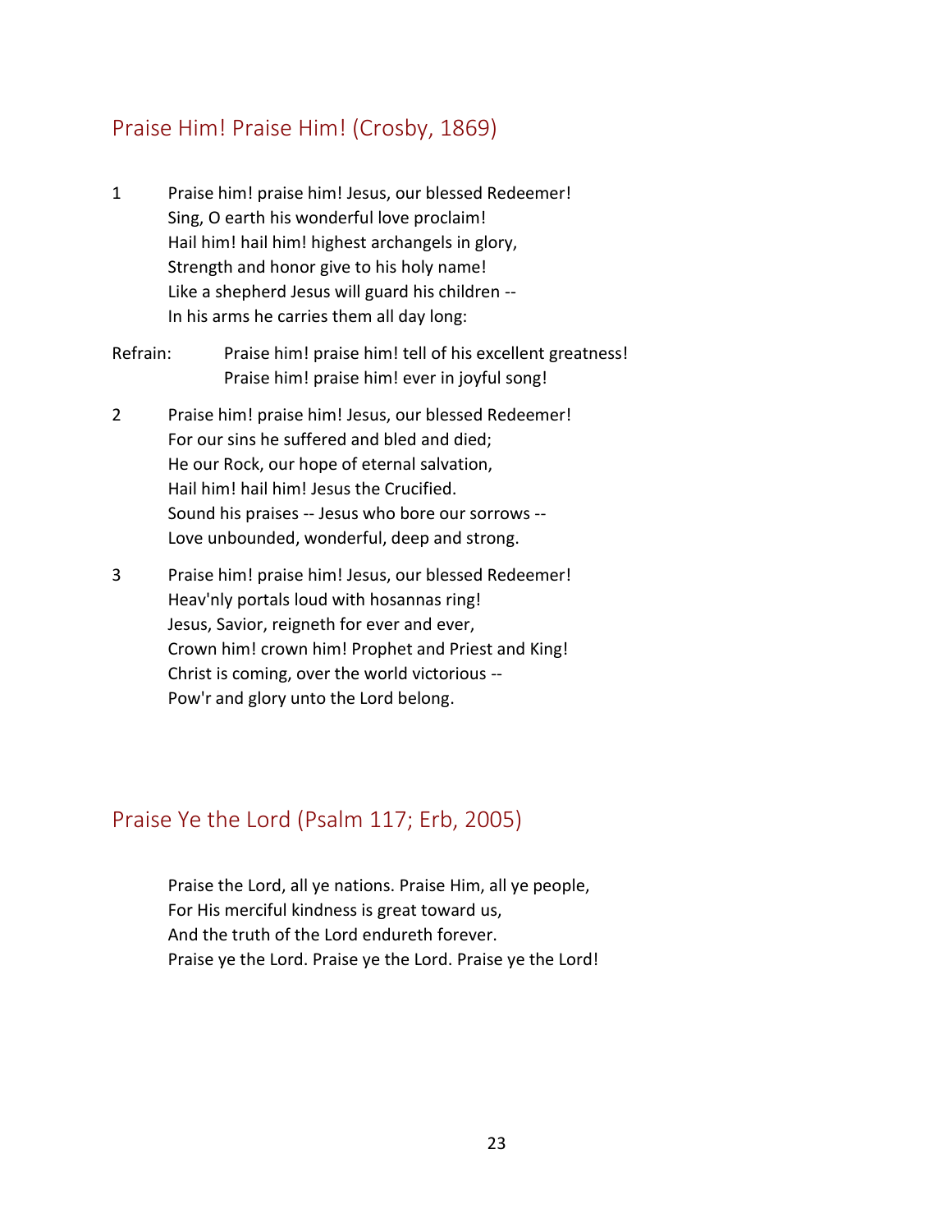## Praise Him! Praise Him! (Crosby, 1869)

1 Praise him! praise him! Jesus, our blessed Redeemer!
Sing, O earth his wonderful love proclaim!
Hail him! hail him! highest archangels in glory,
Strength and honor give to his holy name!
Like a shepherd Jesus will guard his children --
In his arms he carries them all day long:

Refrain: Praise him! praise him! tell of his excellent greatness!
Praise him! praise him! ever in joyful song!

2 Praise him! praise him! Jesus, our blessed Redeemer!
For our sins he suffered and bled and died;
He our Rock, our hope of eternal salvation,
Hail him! hail him! Jesus the Crucified.
Sound his praises -- Jesus who bore our sorrows --
Love unbounded, wonderful, deep and strong.

3 Praise him! praise him! Jesus, our blessed Redeemer!
Heav'nly portals loud with hosannas ring!
Jesus, Savior, reigneth for ever and ever,
Crown him! crown him! Prophet and Priest and King!
Christ is coming, over the world victorious --
Pow'r and glory unto the Lord belong.

## Praise Ye the Lord (Psalm 117; Erb, 2005)

Praise the Lord, all ye nations. Praise Him, all ye people,
For His merciful kindness is great toward us,
And the truth of the Lord endureth forever.
Praise ye the Lord. Praise ye the Lord. Praise ye the Lord!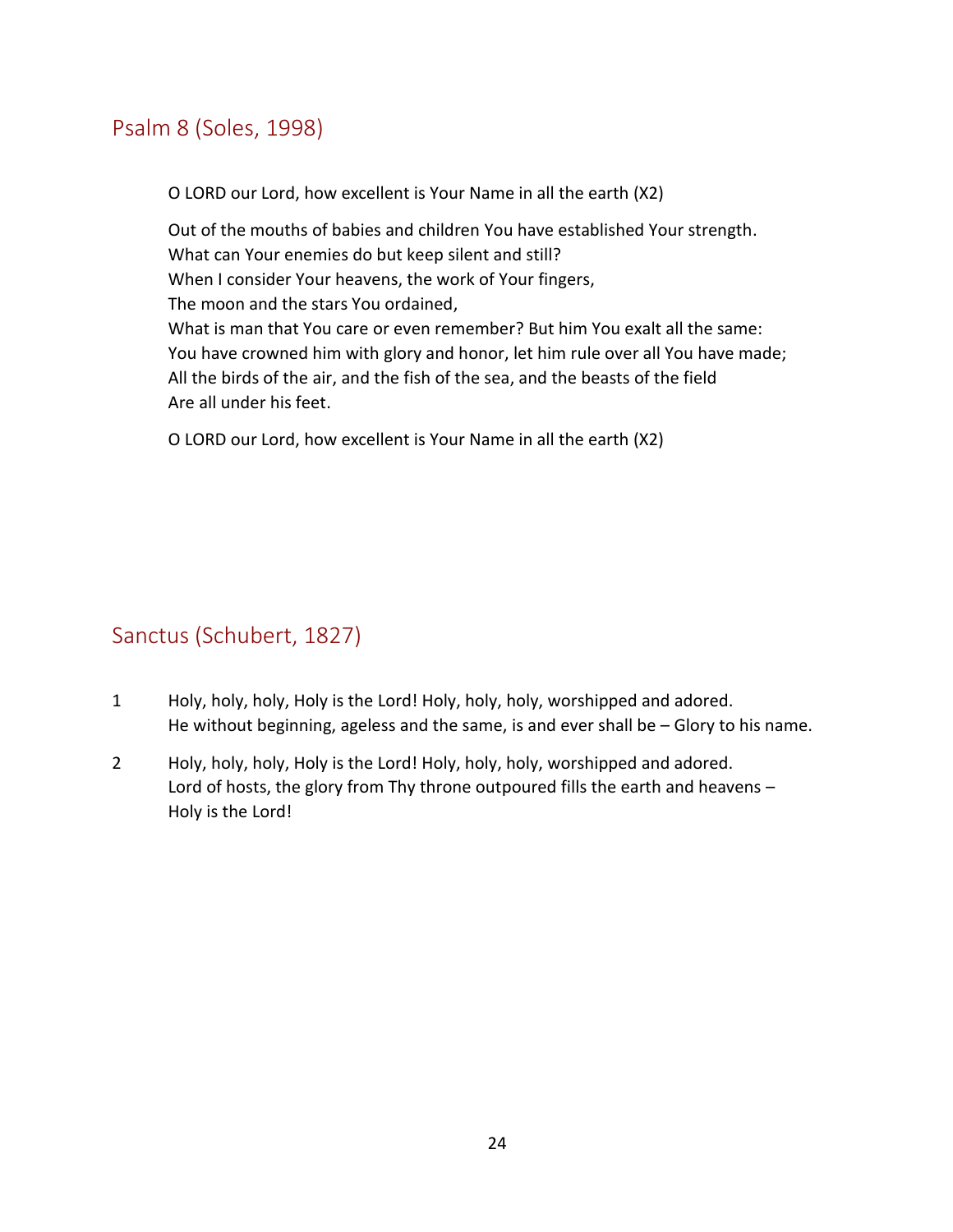## Psalm 8 (Soles, 1998)

O LORD our Lord, how excellent is Your Name in all the earth (X2)

Out of the mouths of babies and children You have established Your strength.
What can Your enemies do but keep silent and still?
When I consider Your heavens, the work of Your fingers,
The moon and the stars You ordained,
What is man that You care or even remember? But him You exalt all the same:
You have crowned him with glory and honor, let him rule over all You have made;
All the birds of the air, and the fish of the sea, and the beasts of the field
Are all under his feet.

O LORD our Lord, how excellent is Your Name in all the earth (X2)

## Sanctus (Schubert, 1827)

1 Holy, holy, holy, Holy is the Lord! Holy, holy, holy, worshipped and adored.
He without beginning, ageless and the same, is and ever shall be – Glory to his name.

2 Holy, holy, holy, Holy is the Lord! Holy, holy, holy, worshipped and adored.
Lord of hosts, the glory from Thy throne outpoured fills the earth and heavens –
Holy is the Lord!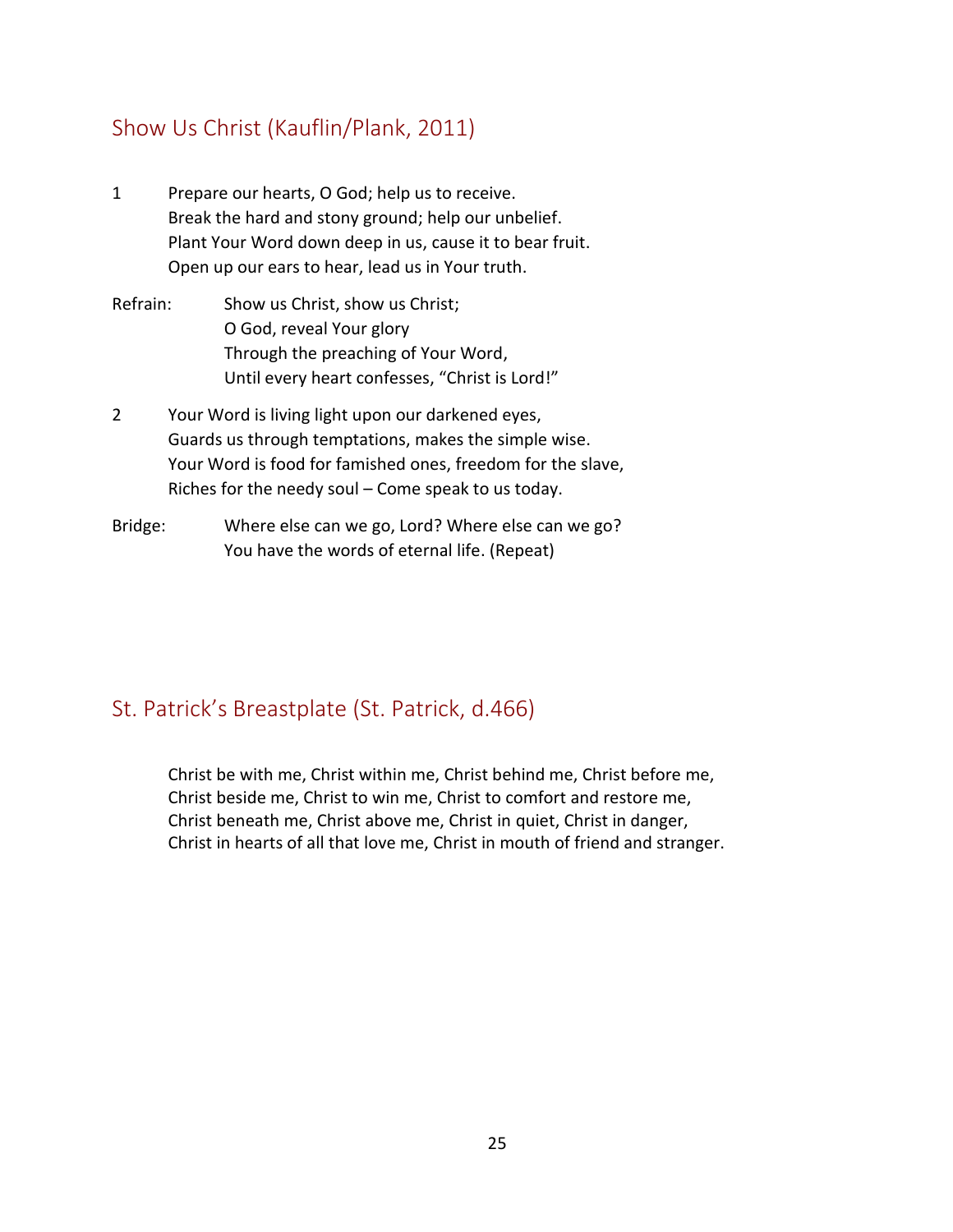## Show Us Christ (Kauflin/Plank, 2011)

1 Prepare our hearts, O God; help us to receive.
Break the hard and stony ground; help our unbelief.
Plant Your Word down deep in us, cause it to bear fruit.
Open up our ears to hear, lead us in Your truth.

Refrain: Show us Christ, show us Christ;
O God, reveal Your glory
Through the preaching of Your Word,
Until every heart confesses, "Christ is Lord!"

2 Your Word is living light upon our darkened eyes,
Guards us through temptations, makes the simple wise.
Your Word is food for famished ones, freedom for the slave,
Riches for the needy soul – Come speak to us today.

Bridge: Where else can we go, Lord? Where else can we go?
You have the words of eternal life. (Repeat)

## St. Patrick's Breastplate (St. Patrick, d.466)

Christ be with me, Christ within me, Christ behind me, Christ before me,
Christ beside me, Christ to win me, Christ to comfort and restore me,
Christ beneath me, Christ above me, Christ in quiet, Christ in danger,
Christ in hearts of all that love me, Christ in mouth of friend and stranger.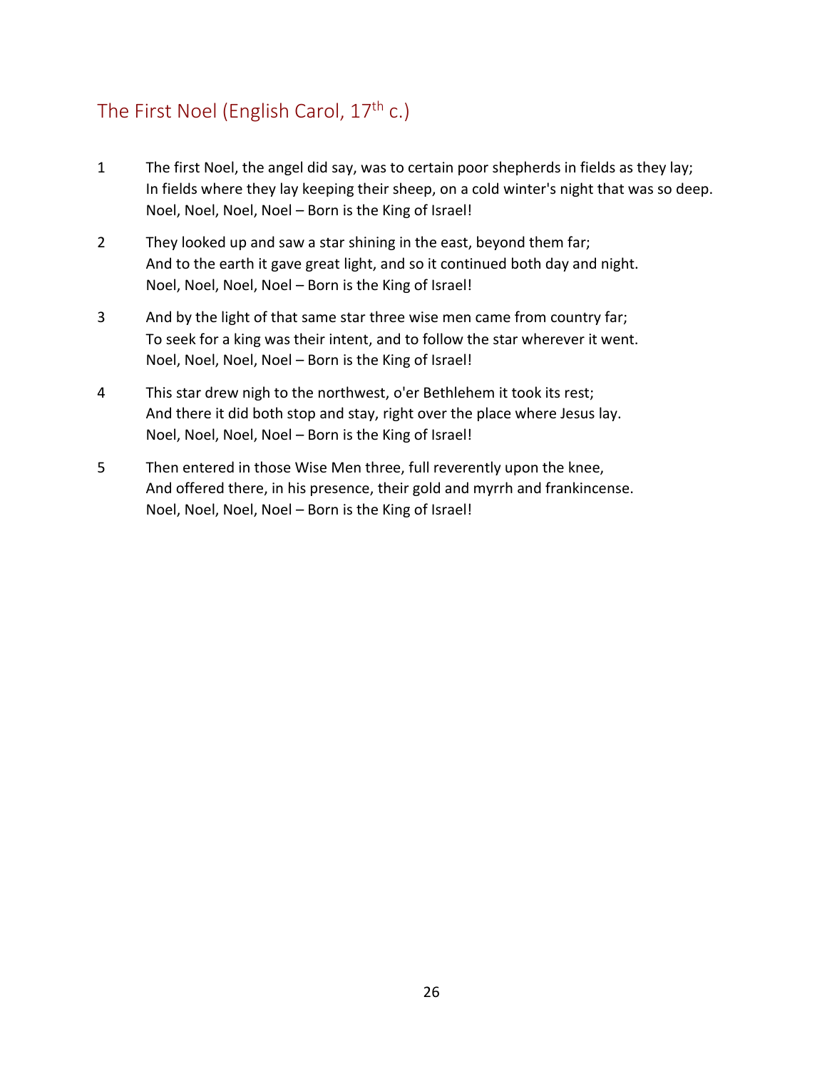## The First Noel (English Carol, 17th c.)

1 The first Noel, the angel did say, was to certain poor shepherds in fields as they lay;
In fields where they lay keeping their sheep, on a cold winter's night that was so deep.
Noel, Noel, Noel, Noel – Born is the King of Israel!

2 They looked up and saw a star shining in the east, beyond them far;
And to the earth it gave great light, and so it continued both day and night.
Noel, Noel, Noel, Noel – Born is the King of Israel!

3 And by the light of that same star three wise men came from country far;
To seek for a king was their intent, and to follow the star wherever it went.
Noel, Noel, Noel, Noel – Born is the King of Israel!

4 This star drew nigh to the northwest, o'er Bethlehem it took its rest;
And there it did both stop and stay, right over the place where Jesus lay.
Noel, Noel, Noel, Noel – Born is the King of Israel!

5 Then entered in those Wise Men three, full reverently upon the knee,
And offered there, in his presence, their gold and myrrh and frankincense.
Noel, Noel, Noel, Noel – Born is the King of Israel!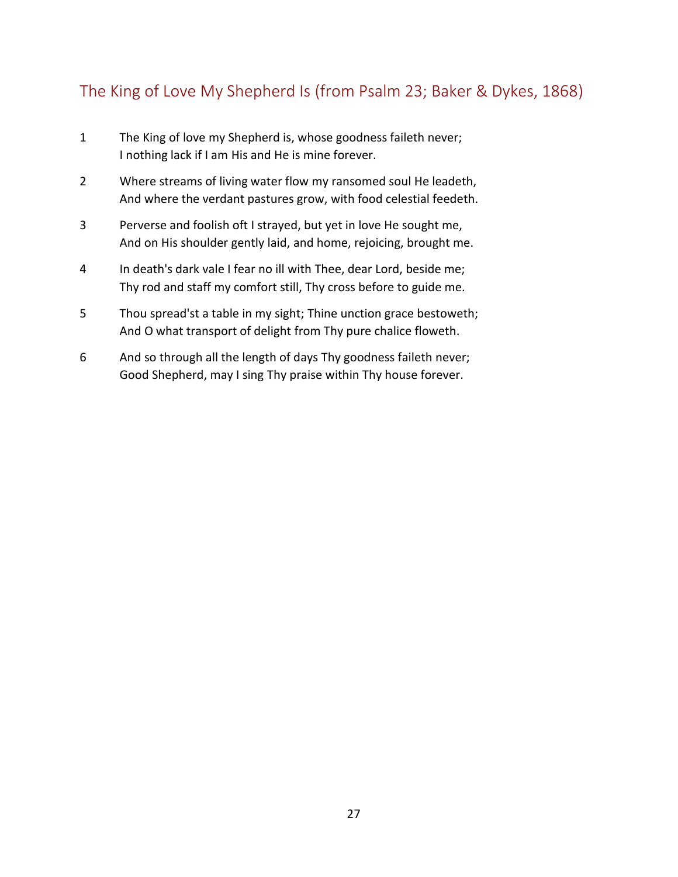## The King of Love My Shepherd Is (from Psalm 23; Baker & Dykes, 1868)

1 The King of love my Shepherd is, whose goodness faileth never;
I nothing lack if I am His and He is mine forever.

2 Where streams of living water flow my ransomed soul He leadeth,
And where the verdant pastures grow, with food celestial feedeth.

3 Perverse and foolish oft I strayed, but yet in love He sought me,
And on His shoulder gently laid, and home, rejoicing, brought me.

4 In death's dark vale I fear no ill with Thee, dear Lord, beside me;
Thy rod and staff my comfort still, Thy cross before to guide me.

5 Thou spread'st a table in my sight; Thine unction grace bestoweth;
And O what transport of delight from Thy pure chalice floweth.

6 And so through all the length of days Thy goodness faileth never;
Good Shepherd, may I sing Thy praise within Thy house forever.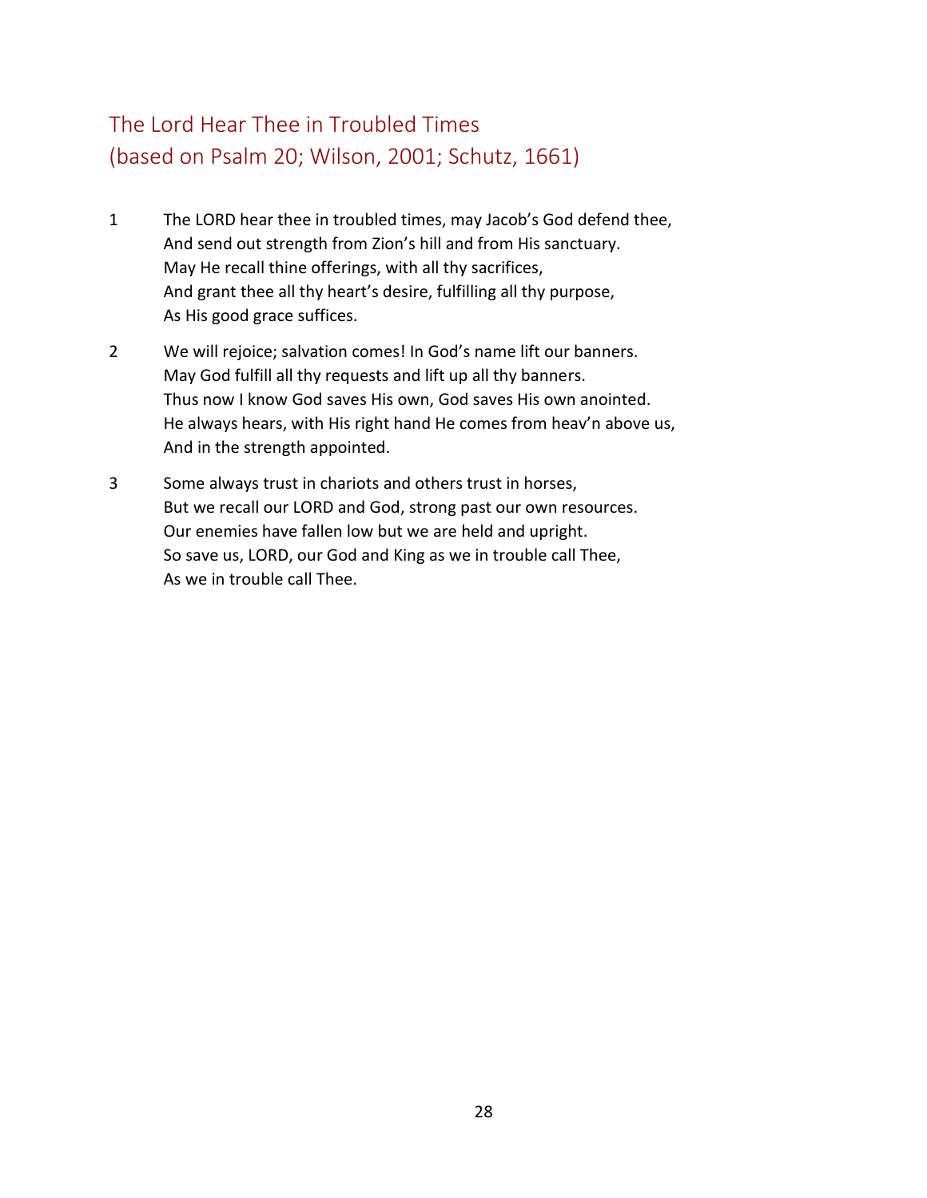## The Lord Hear Thee in Troubled Times
## (based on Psalm 20; Wilson, 2001; Schutz, 1661)

1 The LORD hear thee in troubled times, may Jacob's God defend thee,
And send out strength from Zion's hill and from His sanctuary.
May He recall thine offerings, with all thy sacrifices,
And grant thee all thy heart's desire, fulfilling all thy purpose,
As His good grace suffices.

2 We will rejoice; salvation comes! In God's name lift our banners.
May God fulfill all thy requests and lift up all thy banners.
Thus now I know God saves His own, God saves His own anointed.
He always hears, with His right hand He comes from heav'n above us,
And in the strength appointed.

3 Some always trust in chariots and others trust in horses,
But we recall our LORD and God, strong past our own resources.
Our enemies have fallen low but we are held and upright.
So save us, LORD, our God and King as we in trouble call Thee,
As we in trouble call Thee.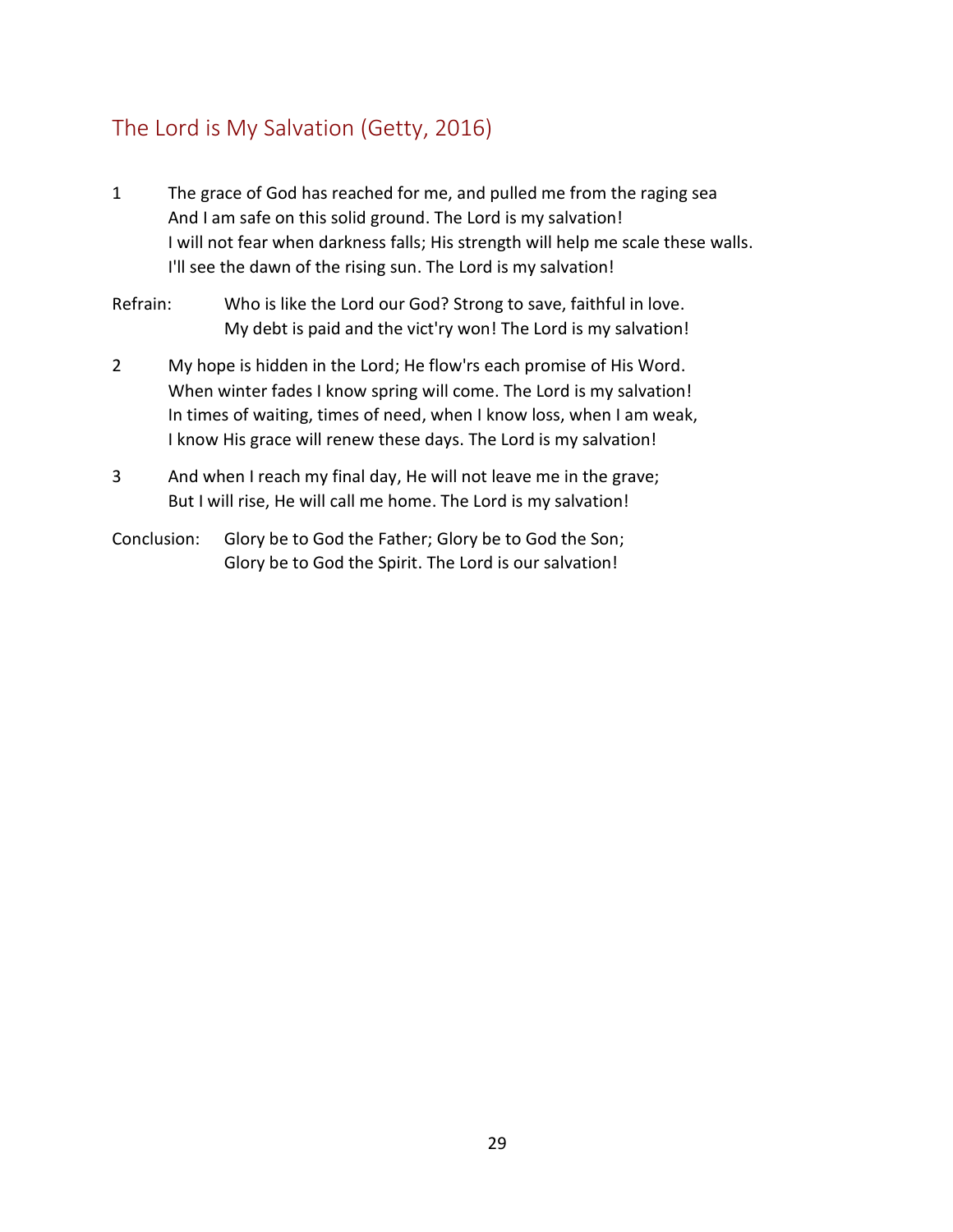## The Lord is My Salvation (Getty, 2016)

1 The grace of God has reached for me, and pulled me from the raging sea  
And I am safe on this solid ground. The Lord is my salvation!  
I will not fear when darkness falls; His strength will help me scale these walls.  
I'll see the dawn of the rising sun. The Lord is my salvation!

Refrain: Who is like the Lord our God? Strong to save, faithful in love.  
My debt is paid and the vict'ry won! The Lord is my salvation!

2 My hope is hidden in the Lord; He flow'rs each promise of His Word.  
When winter fades I know spring will come. The Lord is my salvation!  
In times of waiting, times of need, when I know loss, when I am weak,  
I know His grace will renew these days. The Lord is my salvation!

3 And when I reach my final day, He will not leave me in the grave;  
But I will rise, He will call me home. The Lord is my salvation!

Conclusion: Glory be to God the Father; Glory be to God the Son;  
Glory be to God the Spirit. The Lord is our salvation!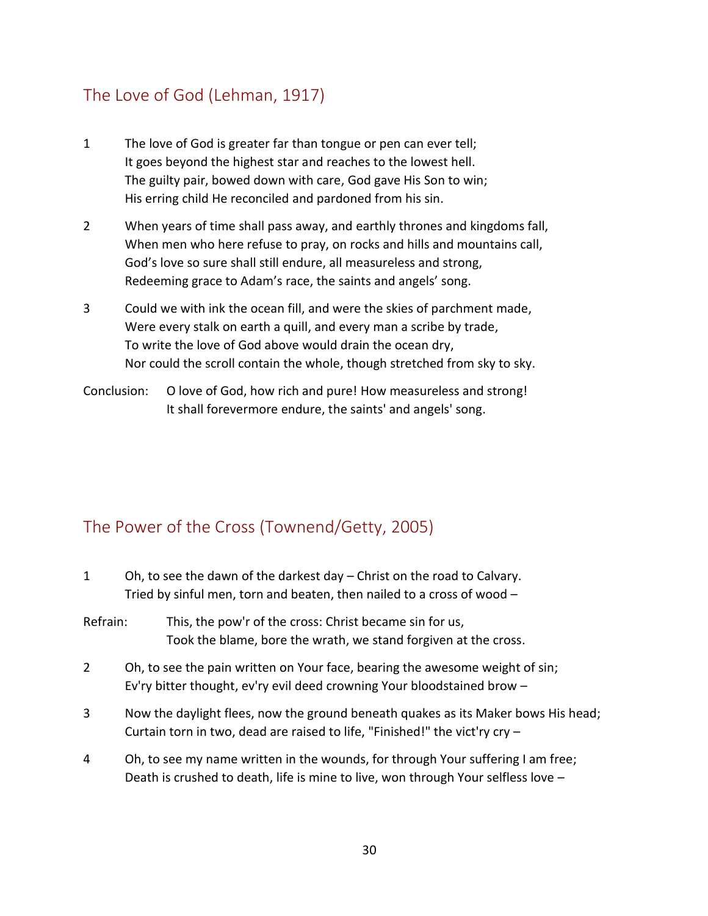## The Love of God (Lehman, 1917)

1 The love of God is greater far than tongue or pen can ever tell;
It goes beyond the highest star and reaches to the lowest hell.
The guilty pair, bowed down with care, God gave His Son to win;
His erring child He reconciled and pardoned from his sin.

2 When years of time shall pass away, and earthly thrones and kingdoms fall,
When men who here refuse to pray, on rocks and hills and mountains call,
God's love so sure shall still endure, all measureless and strong,
Redeeming grace to Adam's race, the saints and angels' song.

3 Could we with ink the ocean fill, and were the skies of parchment made,
Were every stalk on earth a quill, and every man a scribe by trade,
To write the love of God above would drain the ocean dry,
Nor could the scroll contain the whole, though stretched from sky to sky.

Conclusion: O love of God, how rich and pure! How measureless and strong!
It shall forevermore endure, the saints' and angels' song.

## The Power of the Cross (Townend/Getty, 2005)

1 Oh, to see the dawn of the darkest day – Christ on the road to Calvary.
Tried by sinful men, torn and beaten, then nailed to a cross of wood –

Refrain: This, the pow'r of the cross: Christ became sin for us,
Took the blame, bore the wrath, we stand forgiven at the cross.

2 Oh, to see the pain written on Your face, bearing the awesome weight of sin;
Ev'ry bitter thought, ev'ry evil deed crowning Your bloodstained brow –

3 Now the daylight flees, now the ground beneath quakes as its Maker bows His head;
Curtain torn in two, dead are raised to life, "Finished!" the vict'ry cry –

4 Oh, to see my name written in the wounds, for through Your suffering I am free;
Death is crushed to death, life is mine to live, won through Your selfless love –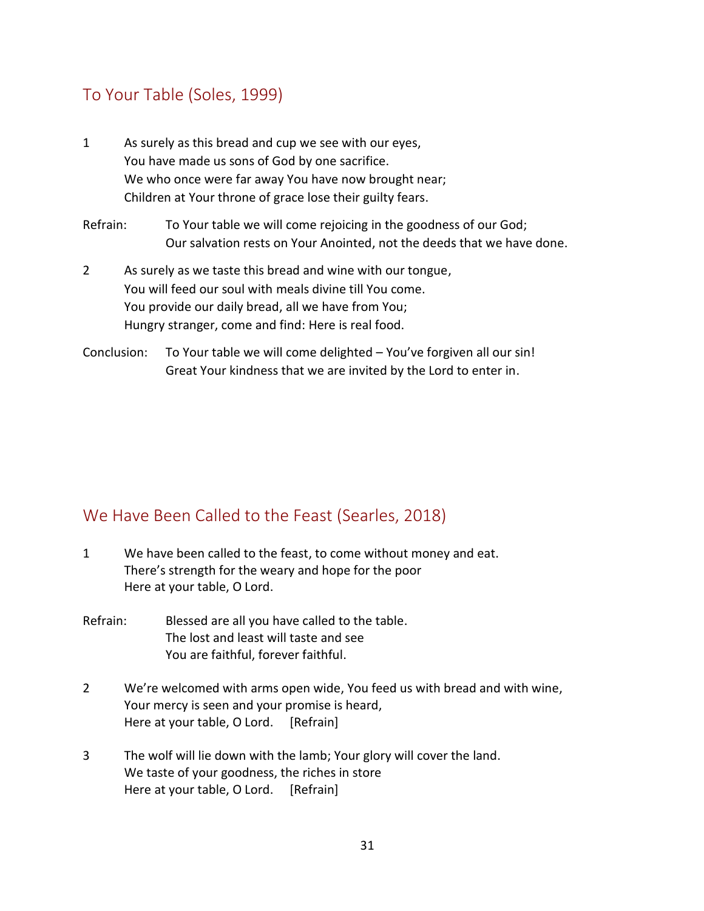## To Your Table (Soles, 1999)

1 As surely as this bread and cup we see with our eyes,
You have made us sons of God by one sacrifice.
We who once were far away You have now brought near;
Children at Your throne of grace lose their guilty fears.

Refrain: To Your table we will come rejoicing in the goodness of our God;
Our salvation rests on Your Anointed, not the deeds that we have done.

2 As surely as we taste this bread and wine with our tongue,
You will feed our soul with meals divine till You come.
You provide our daily bread, all we have from You;
Hungry stranger, come and find: Here is real food.

Conclusion: To Your table we will come delighted – You've forgiven all our sin!
Great Your kindness that we are invited by the Lord to enter in.

## We Have Been Called to the Feast (Searles, 2018)

1 We have been called to the feast, to come without money and eat.
There's strength for the weary and hope for the poor
Here at your table, O Lord.

Refrain: Blessed are all you have called to the table.
The lost and least will taste and see
You are faithful, forever faithful.

2 We're welcomed with arms open wide, You feed us with bread and with wine,
Your mercy is seen and your promise is heard,
Here at your table, O Lord. [Refrain]

3 The wolf will lie down with the lamb; Your glory will cover the land.
We taste of your goodness, the riches in store
Here at your table, O Lord. [Refrain]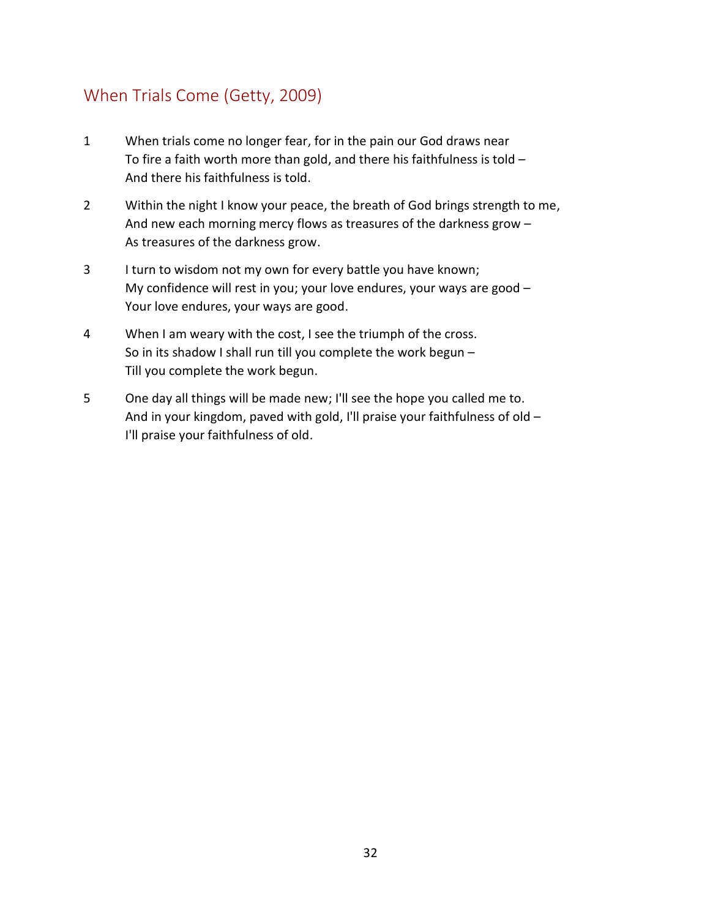## When Trials Come (Getty, 2009)

1 When trials come no longer fear, for in the pain our God draws near
To fire a faith worth more than gold, and there his faithfulness is told –
And there his faithfulness is told.

2 Within the night I know your peace, the breath of God brings strength to me,
And new each morning mercy flows as treasures of the darkness grow –
As treasures of the darkness grow.

3 I turn to wisdom not my own for every battle you have known;
My confidence will rest in you; your love endures, your ways are good –
Your love endures, your ways are good.

4 When I am weary with the cost, I see the triumph of the cross.
So in its shadow I shall run till you complete the work begun –
Till you complete the work begun.

5 One day all things will be made new; I'll see the hope you called me to.
And in your kingdom, paved with gold, I'll praise your faithfulness of old –
I'll praise your faithfulness of old.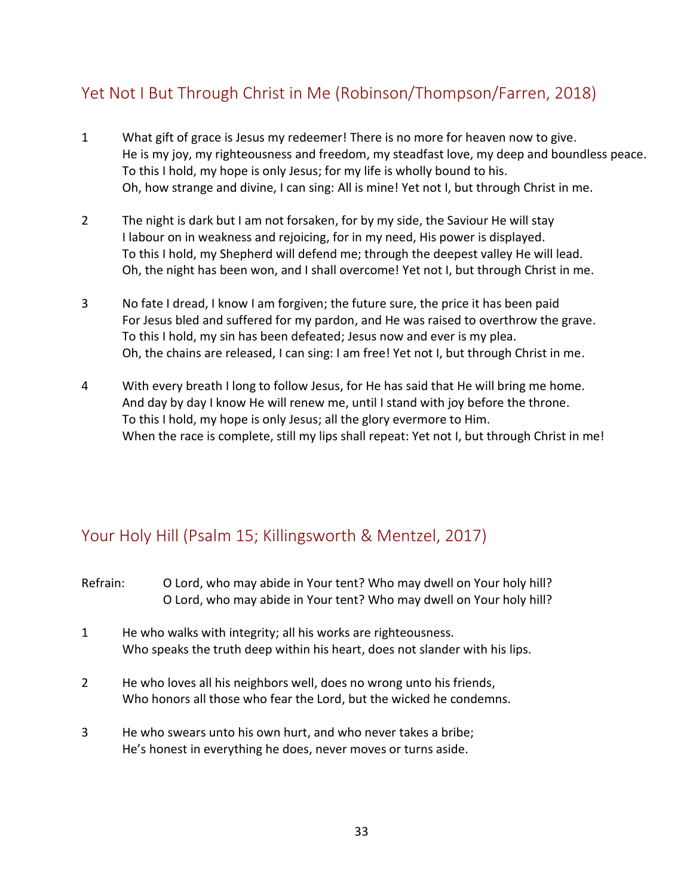## Yet Not I But Through Christ in Me (Robinson/Thompson/Farren, 2018)

1 What gift of grace is Jesus my redeemer! There is no more for heaven now to give.
He is my joy, my righteousness and freedom, my steadfast love, my deep and boundless peace.
To this I hold, my hope is only Jesus; for my life is wholly bound to his.
Oh, how strange and divine, I can sing: All is mine! Yet not I, but through Christ in me.

2 The night is dark but I am not forsaken, for by my side, the Saviour He will stay
I labour on in weakness and rejoicing, for in my need, His power is displayed.
To this I hold, my Shepherd will defend me; through the deepest valley He will lead.
Oh, the night has been won, and I shall overcome! Yet not I, but through Christ in me.

3 No fate I dread, I know I am forgiven; the future sure, the price it has been paid
For Jesus bled and suffered for my pardon, and He was raised to overthrow the grave.
To this I hold, my sin has been defeated; Jesus now and ever is my plea.
Oh, the chains are released, I can sing: I am free! Yet not I, but through Christ in me.

4 With every breath I long to follow Jesus, for He has said that He will bring me home.
And day by day I know He will renew me, until I stand with joy before the throne.
To this I hold, my hope is only Jesus; all the glory evermore to Him.
When the race is complete, still my lips shall repeat: Yet not I, but through Christ in me!

## Your Holy Hill (Psalm 15; Killingsworth & Mentzel, 2017)

Refrain: O Lord, who may abide in Your tent? Who may dwell on Your holy hill?
O Lord, who may abide in Your tent? Who may dwell on Your holy hill?

1 He who walks with integrity; all his works are righteousness.
Who speaks the truth deep within his heart, does not slander with his lips.

2 He who loves all his neighbors well, does no wrong unto his friends,
Who honors all those who fear the Lord, but the wicked he condemns.

3 He who swears unto his own hurt, and who never takes a bribe;
He's honest in everything he does, never moves or turns aside.